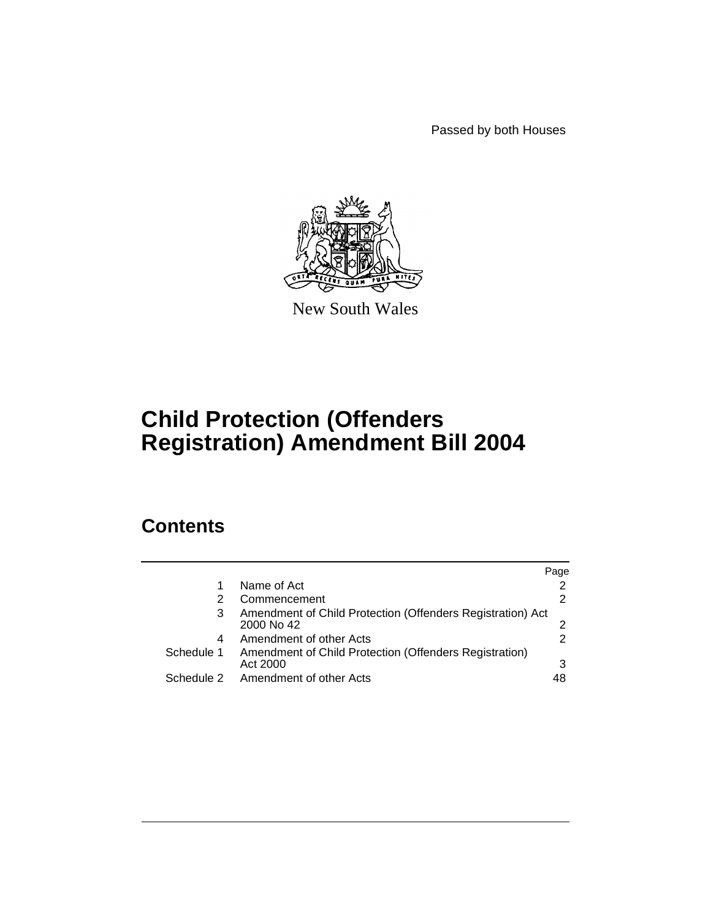Passed by both Houses

New South Wales

# Child Protection (Offenders Registration) Amendment Bill 2004

## Contents

| | | Page |
|---|---|---|
| 1 | Name of Act | 2 |
| 2 | Commencement | 2 |
| 3 | Amendment of Child Protection (Offenders Registration) Act 2000 No 42 | 2 |
| 4 | Amendment of other Acts | 2 |
| Schedule 1 | Amendment of Child Protection (Offenders Registration) Act 2000 | 3 |
| Schedule 2 | Amendment of other Acts | 48 |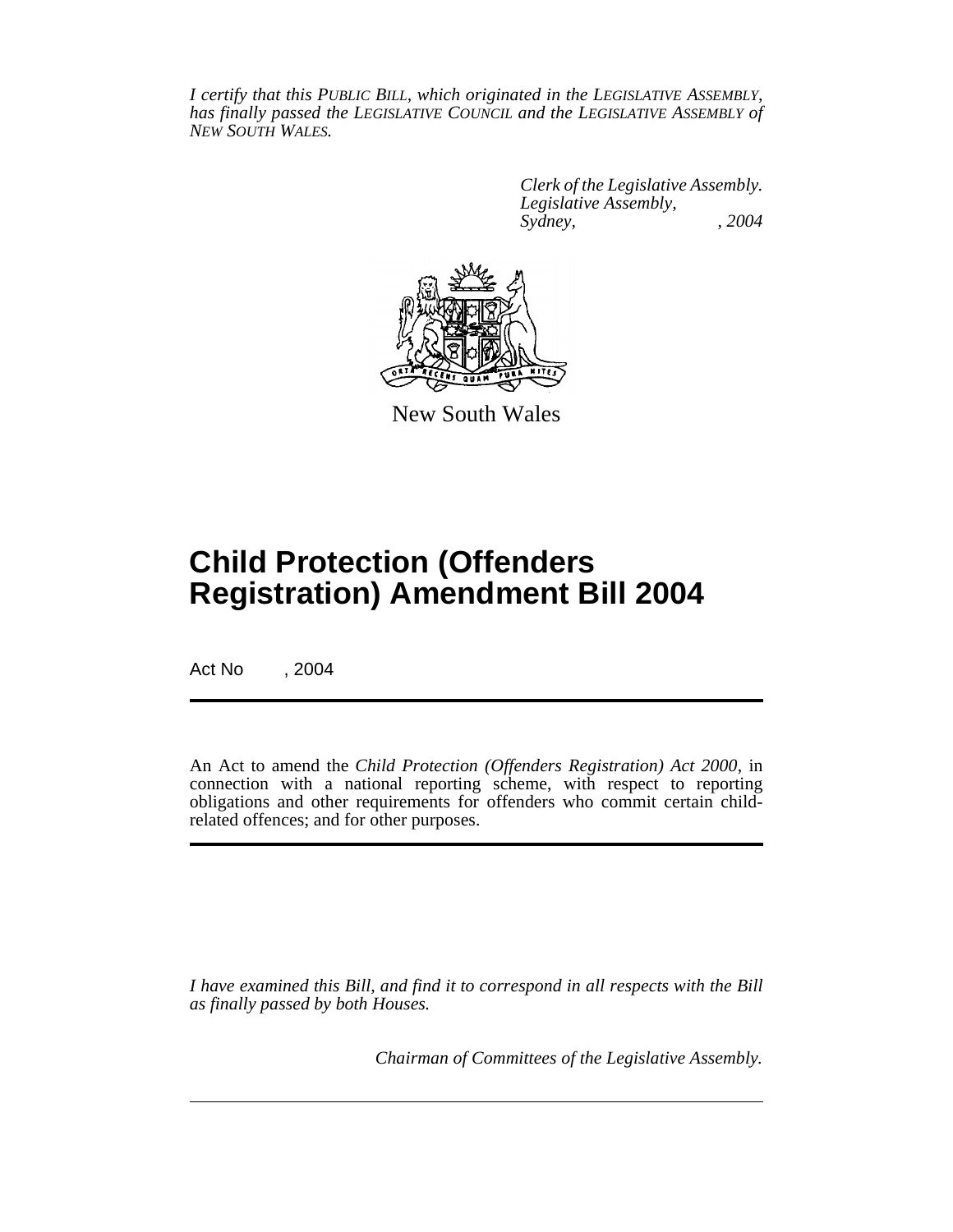*I certify that this PUBLIC BILL, which originated in the LEGISLATIVE ASSEMBLY, has finally passed the LEGISLATIVE COUNCIL and the LEGISLATIVE ASSEMBLY of NEW SOUTH WALES.*

*Clerk of the Legislative Assembly.*
*Legislative Assembly,*
*Sydney, , 2004*

New South Wales

# Child Protection (Offenders Registration) Amendment Bill 2004

Act No , 2004

An Act to amend the *Child Protection (Offenders Registration) Act 2000*, in connection with a national reporting scheme, with respect to reporting obligations and other requirements for offenders who commit certain child-related offences; and for other purposes.

*I have examined this Bill, and find it to correspond in all respects with the Bill as finally passed by both Houses.*

*Chairman of Committees of the Legislative Assembly.*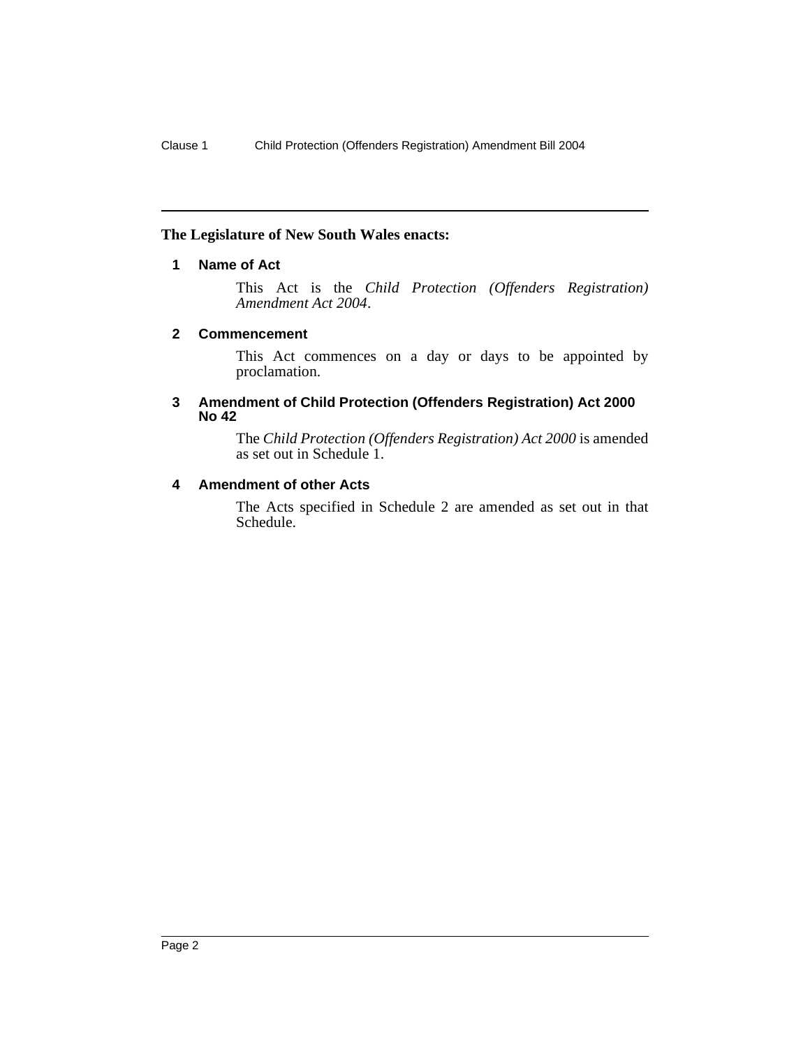**The Legislature of New South Wales enacts:**

### 1 Name of Act

This Act is the *Child Protection (Offenders Registration) Amendment Act 2004*.

### 2 Commencement

This Act commences on a day or days to be appointed by proclamation.

### 3 Amendment of Child Protection (Offenders Registration) Act 2000 No 42

The *Child Protection (Offenders Registration) Act 2000* is amended as set out in Schedule 1.

### 4 Amendment of other Acts

The Acts specified in Schedule 2 are amended as set out in that Schedule.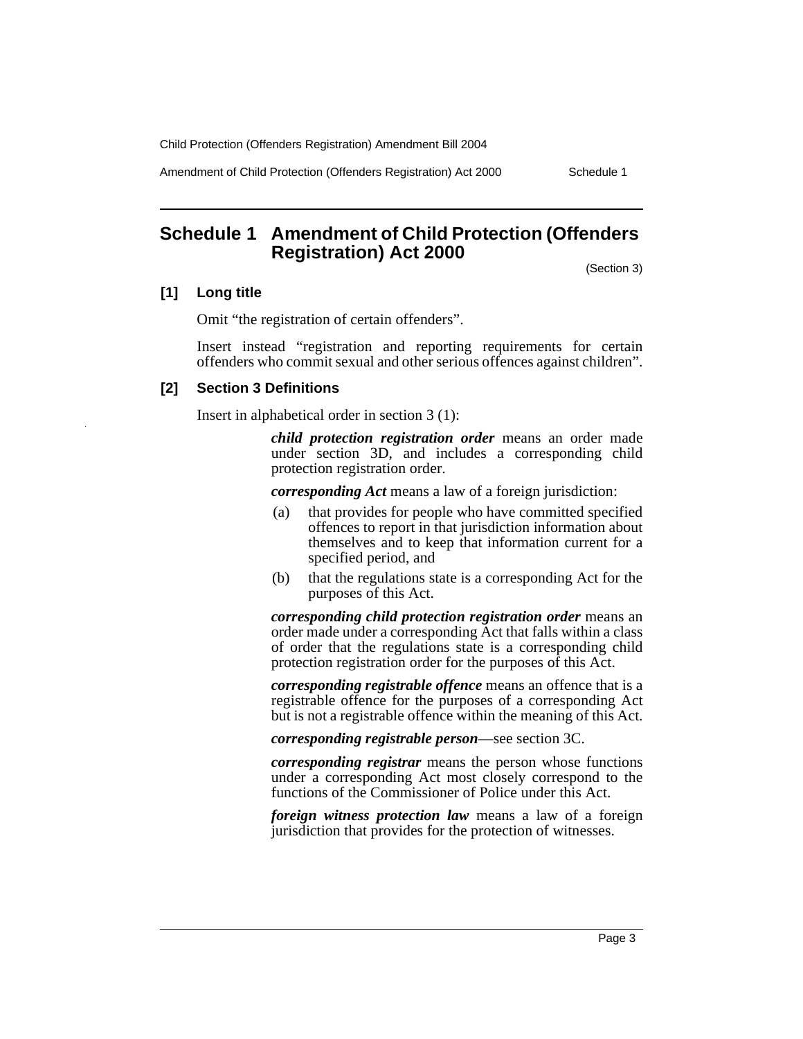## Schedule 1 Amendment of Child Protection (Offenders Registration) Act 2000

(Section 3)

### [1] Long title

Omit "the registration of certain offenders".

Insert instead "registration and reporting requirements for certain offenders who commit sexual and other serious offences against children".

### [2] Section 3 Definitions

Insert in alphabetical order in section 3 (1):

> ***child protection registration order*** means an order made under section 3D, and includes a corresponding child protection registration order.
>
> ***corresponding Act*** means a law of a foreign jurisdiction:
>
> (a) that provides for people who have committed specified offences to report in that jurisdiction information about themselves and to keep that information current for a specified period, and
>
> (b) that the regulations state is a corresponding Act for the purposes of this Act.
>
> ***corresponding child protection registration order*** means an order made under a corresponding Act that falls within a class of order that the regulations state is a corresponding child protection registration order for the purposes of this Act.
>
> ***corresponding registrable offence*** means an offence that is a registrable offence for the purposes of a corresponding Act but is not a registrable offence within the meaning of this Act.
>
> ***corresponding registrable person***—see section 3C.
>
> ***corresponding registrar*** means the person whose functions under a corresponding Act most closely correspond to the functions of the Commissioner of Police under this Act.
>
> ***foreign witness protection law*** means a law of a foreign jurisdiction that provides for the protection of witnesses.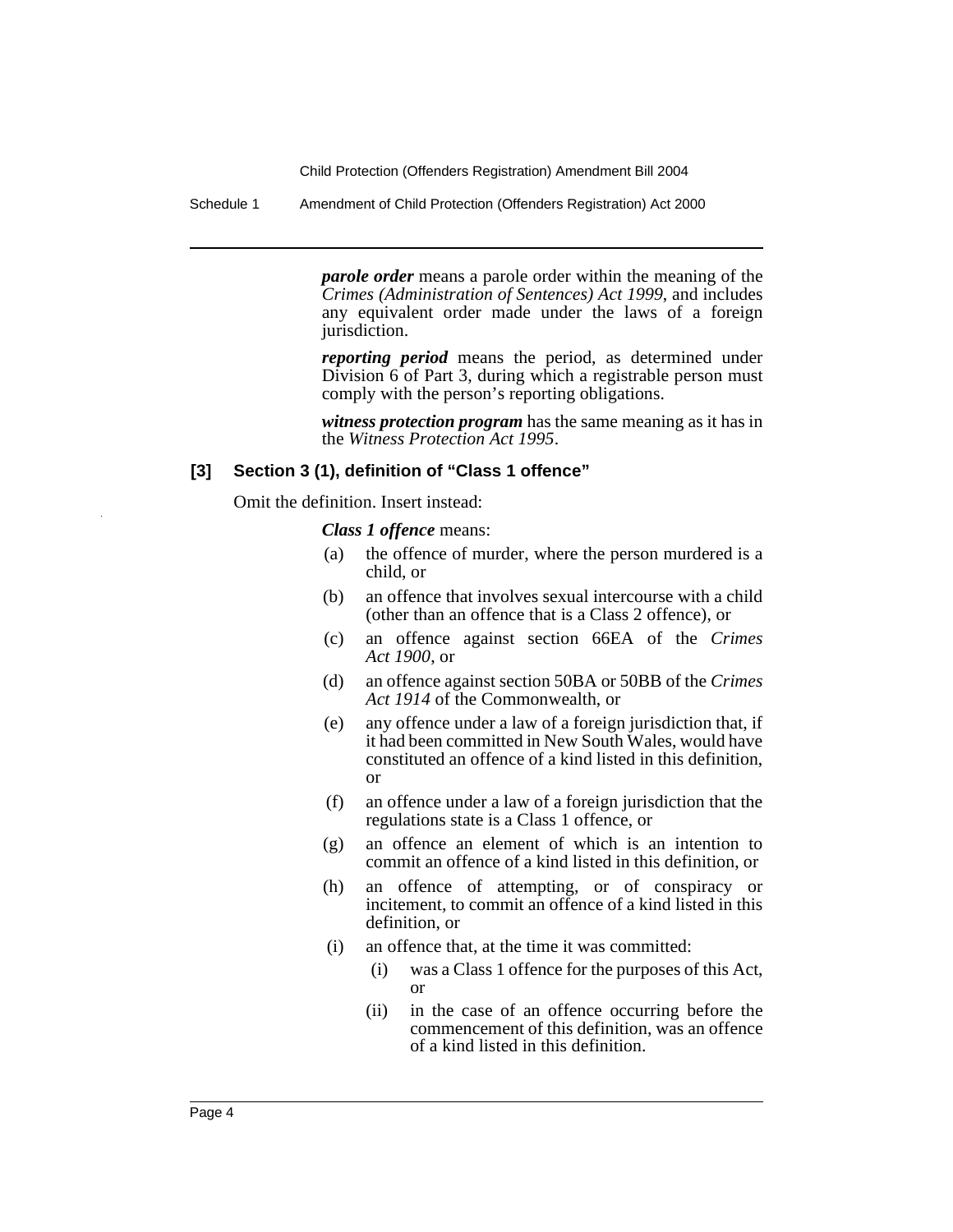***parole order*** means a parole order within the meaning of the *Crimes (Administration of Sentences) Act 1999*, and includes any equivalent order made under the laws of a foreign jurisdiction.

***reporting period*** means the period, as determined under Division 6 of Part 3, during which a registrable person must comply with the person's reporting obligations.

***witness protection program*** has the same meaning as it has in the *Witness Protection Act 1995*.

### [3] Section 3 (1), definition of "Class 1 offence"

Omit the definition. Insert instead:

***Class 1 offence*** means:

- (a) the offence of murder, where the person murdered is a child, or
- (b) an offence that involves sexual intercourse with a child (other than an offence that is a Class 2 offence), or
- (c) an offence against section 66EA of the *Crimes Act 1900*, or
- (d) an offence against section 50BA or 50BB of the *Crimes Act 1914* of the Commonwealth, or
- (e) any offence under a law of a foreign jurisdiction that, if it had been committed in New South Wales, would have constituted an offence of a kind listed in this definition, or
- (f) an offence under a law of a foreign jurisdiction that the regulations state is a Class 1 offence, or
- (g) an offence an element of which is an intention to commit an offence of a kind listed in this definition, or
- (h) an offence of attempting, or of conspiracy or incitement, to commit an offence of a kind listed in this definition, or
- (i) an offence that, at the time it was committed:
  - (i) was a Class 1 offence for the purposes of this Act, or
  - (ii) in the case of an offence occurring before the commencement of this definition, was an offence of a kind listed in this definition.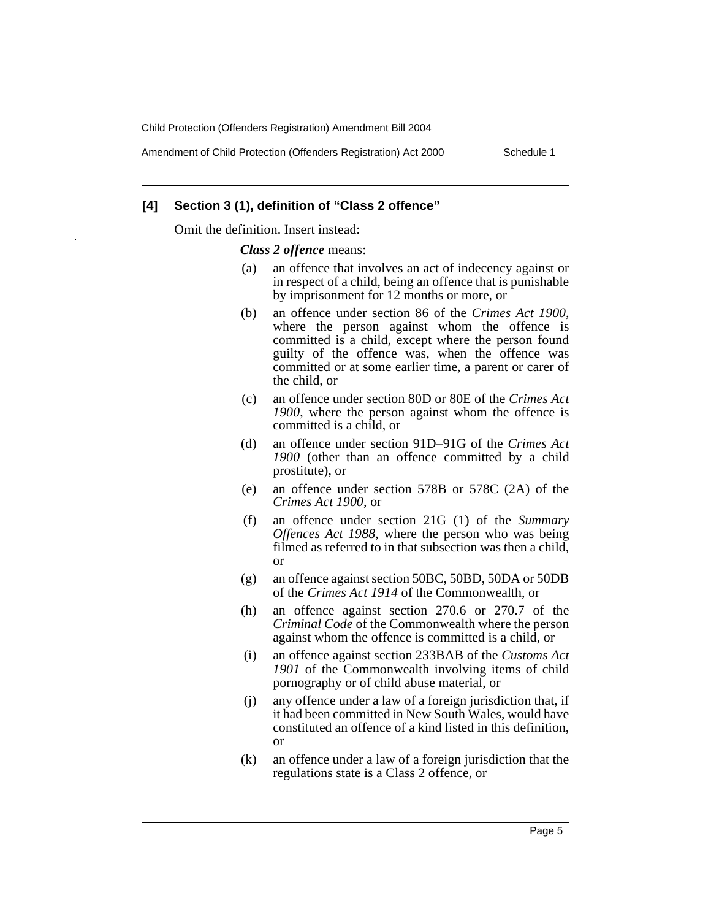**[4] Section 3 (1), definition of "Class 2 offence"**

Omit the definition. Insert instead:

***Class 2 offence*** means:

(a) an offence that involves an act of indecency against or in respect of a child, being an offence that is punishable by imprisonment for 12 months or more, or

(b) an offence under section 86 of the *Crimes Act 1900*, where the person against whom the offence is committed is a child, except where the person found guilty of the offence was, when the offence was committed or at some earlier time, a parent or carer of the child, or

(c) an offence under section 80D or 80E of the *Crimes Act 1900*, where the person against whom the offence is committed is a child, or

(d) an offence under section 91D–91G of the *Crimes Act 1900* (other than an offence committed by a child prostitute), or

(e) an offence under section 578B or 578C (2A) of the *Crimes Act 1900*, or

(f) an offence under section 21G (1) of the *Summary Offences Act 1988*, where the person who was being filmed as referred to in that subsection was then a child, or

(g) an offence against section 50BC, 50BD, 50DA or 50DB of the *Crimes Act 1914* of the Commonwealth, or

(h) an offence against section 270.6 or 270.7 of the *Criminal Code* of the Commonwealth where the person against whom the offence is committed is a child, or

(i) an offence against section 233BAB of the *Customs Act 1901* of the Commonwealth involving items of child pornography or of child abuse material, or

(j) any offence under a law of a foreign jurisdiction that, if it had been committed in New South Wales, would have constituted an offence of a kind listed in this definition, or

(k) an offence under a law of a foreign jurisdiction that the regulations state is a Class 2 offence, or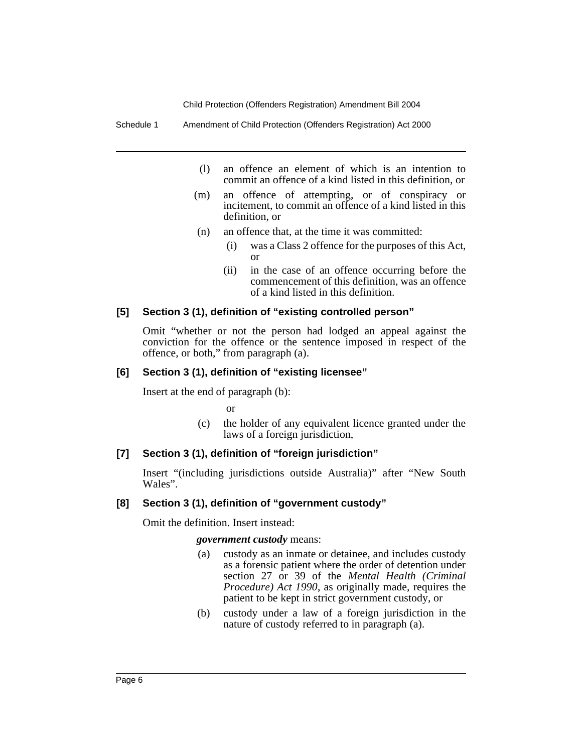(l) an offence an element of which is an intention to commit an offence of a kind listed in this definition, or

(m) an offence of attempting, or of conspiracy or incitement, to commit an offence of a kind listed in this definition, or

(n) an offence that, at the time it was committed:

  (i) was a Class 2 offence for the purposes of this Act, or

  (ii) in the case of an offence occurring before the commencement of this definition, was an offence of a kind listed in this definition.

#### [5] Section 3 (1), definition of "existing controlled person"

Omit "whether or not the person had lodged an appeal against the conviction for the offence or the sentence imposed in respect of the offence, or both," from paragraph (a).

#### [6] Section 3 (1), definition of "existing licensee"

Insert at the end of paragraph (b):

or

(c) the holder of any equivalent licence granted under the laws of a foreign jurisdiction,

#### [7] Section 3 (1), definition of "foreign jurisdiction"

Insert "(including jurisdictions outside Australia)" after "New South Wales".

#### [8] Section 3 (1), definition of "government custody"

Omit the definition. Insert instead:

***government custody*** means:

(a) custody as an inmate or detainee, and includes custody as a forensic patient where the order of detention under section 27 or 39 of the *Mental Health (Criminal Procedure) Act 1990*, as originally made, requires the patient to be kept in strict government custody, or

(b) custody under a law of a foreign jurisdiction in the nature of custody referred to in paragraph (a).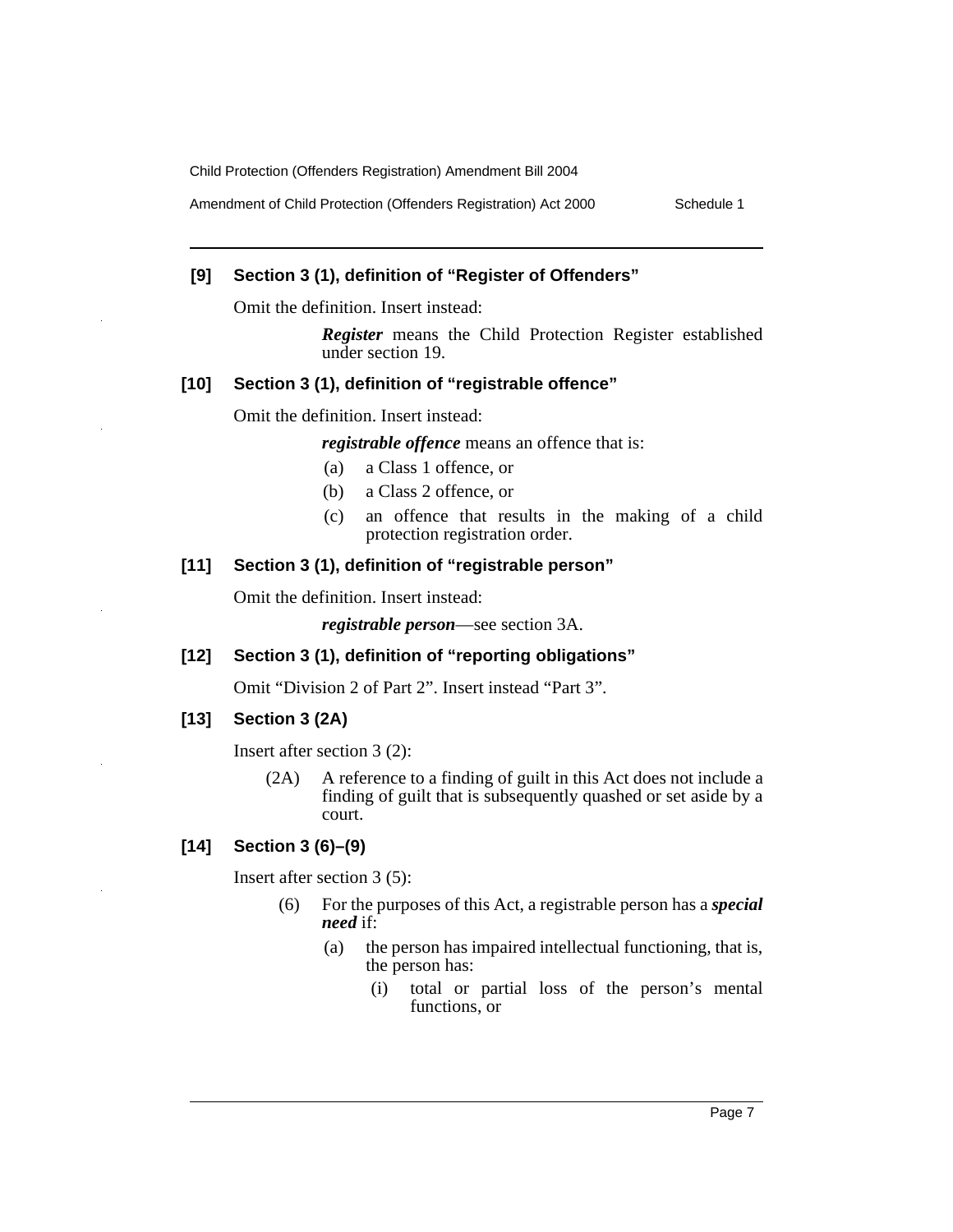### [9] Section 3 (1), definition of "Register of Offenders"

Omit the definition. Insert instead:

> ***Register*** means the Child Protection Register established under section 19.

### [10] Section 3 (1), definition of "registrable offence"

Omit the definition. Insert instead:

> ***registrable offence*** means an offence that is:
>
> (a) a Class 1 offence, or
>
> (b) a Class 2 offence, or
>
> (c) an offence that results in the making of a child protection registration order.

### [11] Section 3 (1), definition of "registrable person"

Omit the definition. Insert instead:

> ***registrable person***—see section 3A.

### [12] Section 3 (1), definition of "reporting obligations"

Omit "Division 2 of Part 2". Insert instead "Part 3".

### [13] Section 3 (2A)

Insert after section 3 (2):

> (2A) A reference to a finding of guilt in this Act does not include a finding of guilt that is subsequently quashed or set aside by a court.

### [14] Section 3 (6)–(9)

Insert after section 3 (5):

> (6) For the purposes of this Act, a registrable person has a ***special need*** if:
>
> (a) the person has impaired intellectual functioning, that is, the person has:
>
> (i) total or partial loss of the person's mental functions, or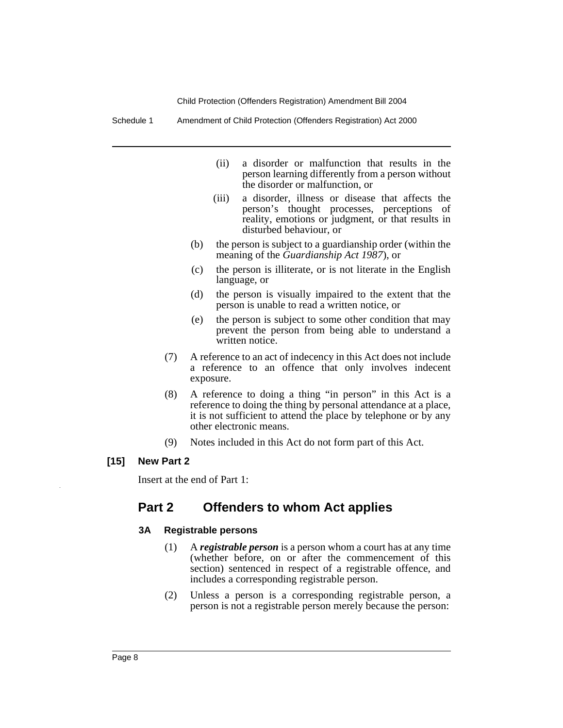(ii) a disorder or malfunction that results in the person learning differently from a person without the disorder or malfunction, or

(iii) a disorder, illness or disease that affects the person's thought processes, perceptions of reality, emotions or judgment, or that results in disturbed behaviour, or

(b) the person is subject to a guardianship order (within the meaning of the *Guardianship Act 1987*), or

(c) the person is illiterate, or is not literate in the English language, or

(d) the person is visually impaired to the extent that the person is unable to read a written notice, or

(e) the person is subject to some other condition that may prevent the person from being able to understand a written notice.

(7) A reference to an act of indecency in this Act does not include a reference to an offence that only involves indecent exposure.

(8) A reference to doing a thing "in person" in this Act is a reference to doing the thing by personal attendance at a place, it is not sufficient to attend the place by telephone or by any other electronic means.

(9) Notes included in this Act do not form part of this Act.

**[15] New Part 2**

Insert at the end of Part 1:

## Part 2 Offenders to whom Act applies

### 3A Registrable persons

(1) A ***registrable person*** is a person whom a court has at any time (whether before, on or after the commencement of this section) sentenced in respect of a registrable offence, and includes a corresponding registrable person.

(2) Unless a person is a corresponding registrable person, a person is not a registrable person merely because the person: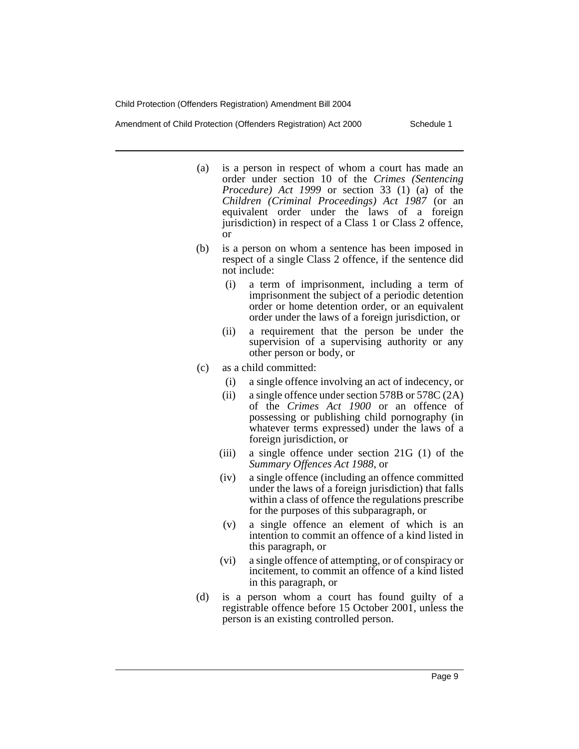(a) is a person in respect of whom a court has made an order under section 10 of the *Crimes (Sentencing Procedure) Act 1999* or section 33 (1) (a) of the *Children (Criminal Proceedings) Act 1987* (or an equivalent order under the laws of a foreign jurisdiction) in respect of a Class 1 or Class 2 offence, or

(b) is a person on whom a sentence has been imposed in respect of a single Class 2 offence, if the sentence did not include:

  (i) a term of imprisonment, including a term of imprisonment the subject of a periodic detention order or home detention order, or an equivalent order under the laws of a foreign jurisdiction, or

  (ii) a requirement that the person be under the supervision of a supervising authority or any other person or body, or

(c) as a child committed:

  (i) a single offence involving an act of indecency, or

  (ii) a single offence under section 578B or 578C (2A) of the *Crimes Act 1900* or an offence of possessing or publishing child pornography (in whatever terms expressed) under the laws of a foreign jurisdiction, or

  (iii) a single offence under section 21G (1) of the *Summary Offences Act 1988*, or

  (iv) a single offence (including an offence committed under the laws of a foreign jurisdiction) that falls within a class of offence the regulations prescribe for the purposes of this subparagraph, or

  (v) a single offence an element of which is an intention to commit an offence of a kind listed in this paragraph, or

  (vi) a single offence of attempting, or of conspiracy or incitement, to commit an offence of a kind listed in this paragraph, or

(d) is a person whom a court has found guilty of a registrable offence before 15 October 2001, unless the person is an existing controlled person.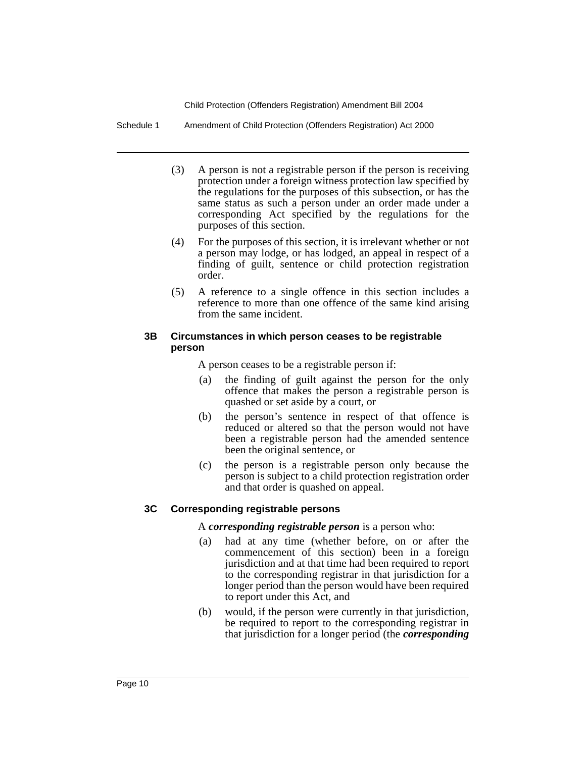(3) A person is not a registrable person if the person is receiving protection under a foreign witness protection law specified by the regulations for the purposes of this subsection, or has the same status as such a person under an order made under a corresponding Act specified by the regulations for the purposes of this section.

(4) For the purposes of this section, it is irrelevant whether or not a person may lodge, or has lodged, an appeal in respect of a finding of guilt, sentence or child protection registration order.

(5) A reference to a single offence in this section includes a reference to more than one offence of the same kind arising from the same incident.

#### 3B Circumstances in which person ceases to be registrable person

A person ceases to be a registrable person if:

(a) the finding of guilt against the person for the only offence that makes the person a registrable person is quashed or set aside by a court, or

(b) the person's sentence in respect of that offence is reduced or altered so that the person would not have been a registrable person had the amended sentence been the original sentence, or

(c) the person is a registrable person only because the person is subject to a child protection registration order and that order is quashed on appeal.

#### 3C Corresponding registrable persons

A ***corresponding registrable person*** is a person who:

(a) had at any time (whether before, on or after the commencement of this section) been in a foreign jurisdiction and at that time had been required to report to the corresponding registrar in that jurisdiction for a longer period than the person would have been required to report under this Act, and

(b) would, if the person were currently in that jurisdiction, be required to report to the corresponding registrar in that jurisdiction for a longer period (the ***corresponding***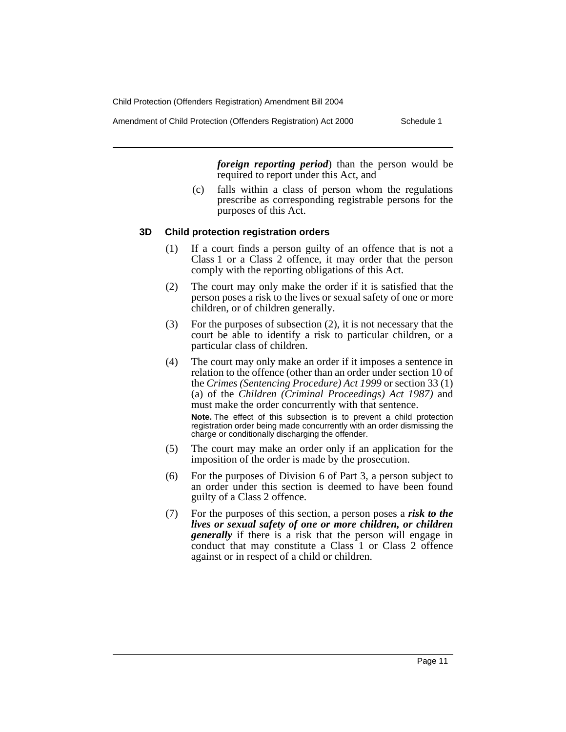*foreign reporting period*) than the person would be required to report under this Act, and

(c) falls within a class of person whom the regulations prescribe as corresponding registrable persons for the purposes of this Act.

### 3D Child protection registration orders

(1) If a court finds a person guilty of an offence that is not a Class 1 or a Class 2 offence, it may order that the person comply with the reporting obligations of this Act.

(2) The court may only make the order if it is satisfied that the person poses a risk to the lives or sexual safety of one or more children, or of children generally.

(3) For the purposes of subsection (2), it is not necessary that the court be able to identify a risk to particular children, or a particular class of children.

(4) The court may only make an order if it imposes a sentence in relation to the offence (other than an order under section 10 of the *Crimes (Sentencing Procedure) Act 1999* or section 33 (1) (a) of the *Children (Criminal Proceedings) Act 1987)* and must make the order concurrently with that sentence.

**Note.** The effect of this subsection is to prevent a child protection registration order being made concurrently with an order dismissing the charge or conditionally discharging the offender.

(5) The court may make an order only if an application for the imposition of the order is made by the prosecution.

(6) For the purposes of Division 6 of Part 3, a person subject to an order under this section is deemed to have been found guilty of a Class 2 offence.

(7) For the purposes of this section, a person poses a ***risk to the lives or sexual safety of one or more children, or children generally*** if there is a risk that the person will engage in conduct that may constitute a Class 1 or Class 2 offence against or in respect of a child or children.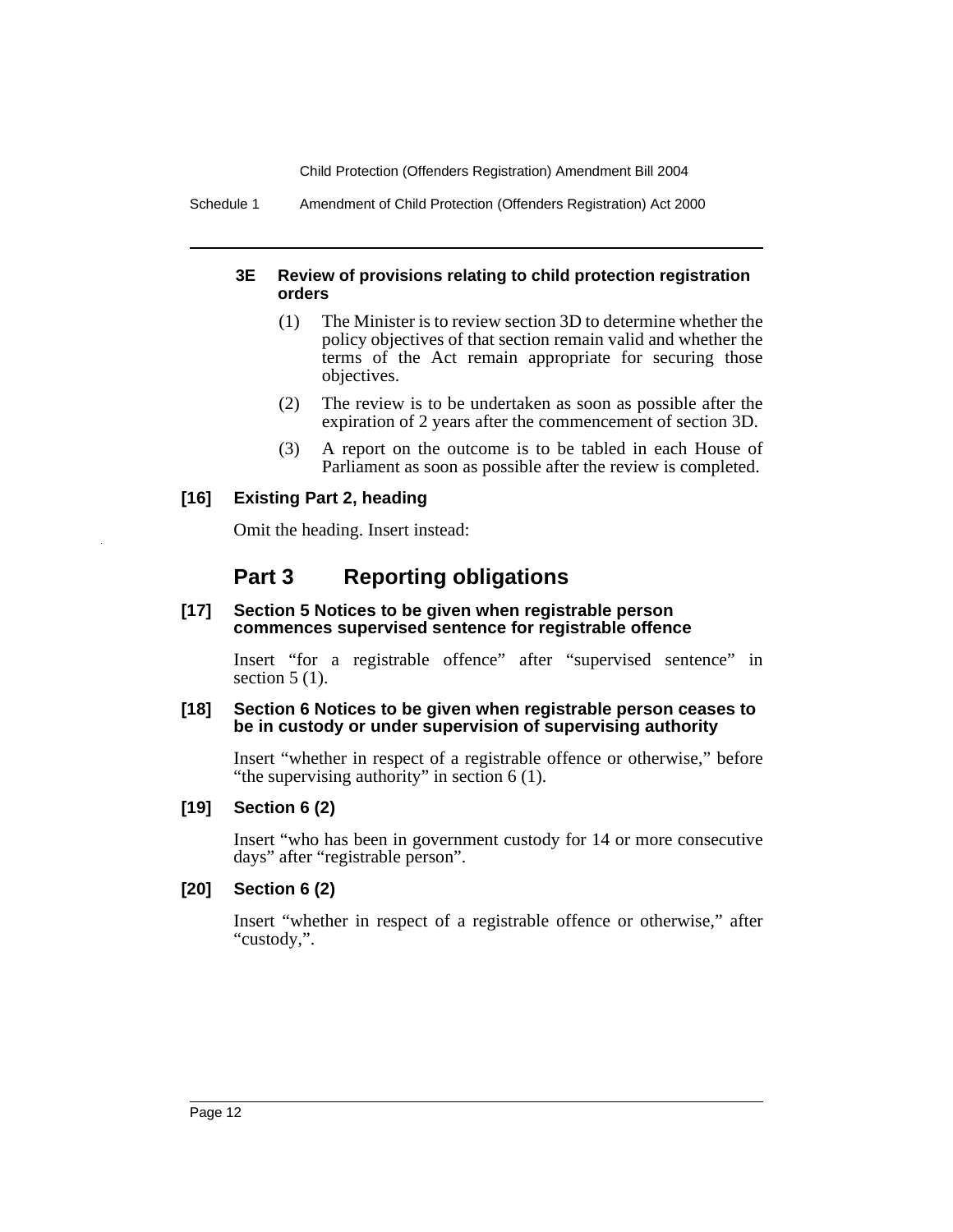#### 3E Review of provisions relating to child protection registration orders

(1) The Minister is to review section 3D to determine whether the policy objectives of that section remain valid and whether the terms of the Act remain appropriate for securing those objectives.

(2) The review is to be undertaken as soon as possible after the expiration of 2 years after the commencement of section 3D.

(3) A report on the outcome is to be tabled in each House of Parliament as soon as possible after the review is completed.

### [16] Existing Part 2, heading

Omit the heading. Insert instead:

## Part 3 Reporting obligations

### [17] Section 5 Notices to be given when registrable person commences supervised sentence for registrable offence

Insert "for a registrable offence" after "supervised sentence" in section 5 (1).

### [18] Section 6 Notices to be given when registrable person ceases to be in custody or under supervision of supervising authority

Insert "whether in respect of a registrable offence or otherwise," before "the supervising authority" in section 6 (1).

### [19] Section 6 (2)

Insert "who has been in government custody for 14 or more consecutive days" after "registrable person".

### [20] Section 6 (2)

Insert "whether in respect of a registrable offence or otherwise," after "custody,".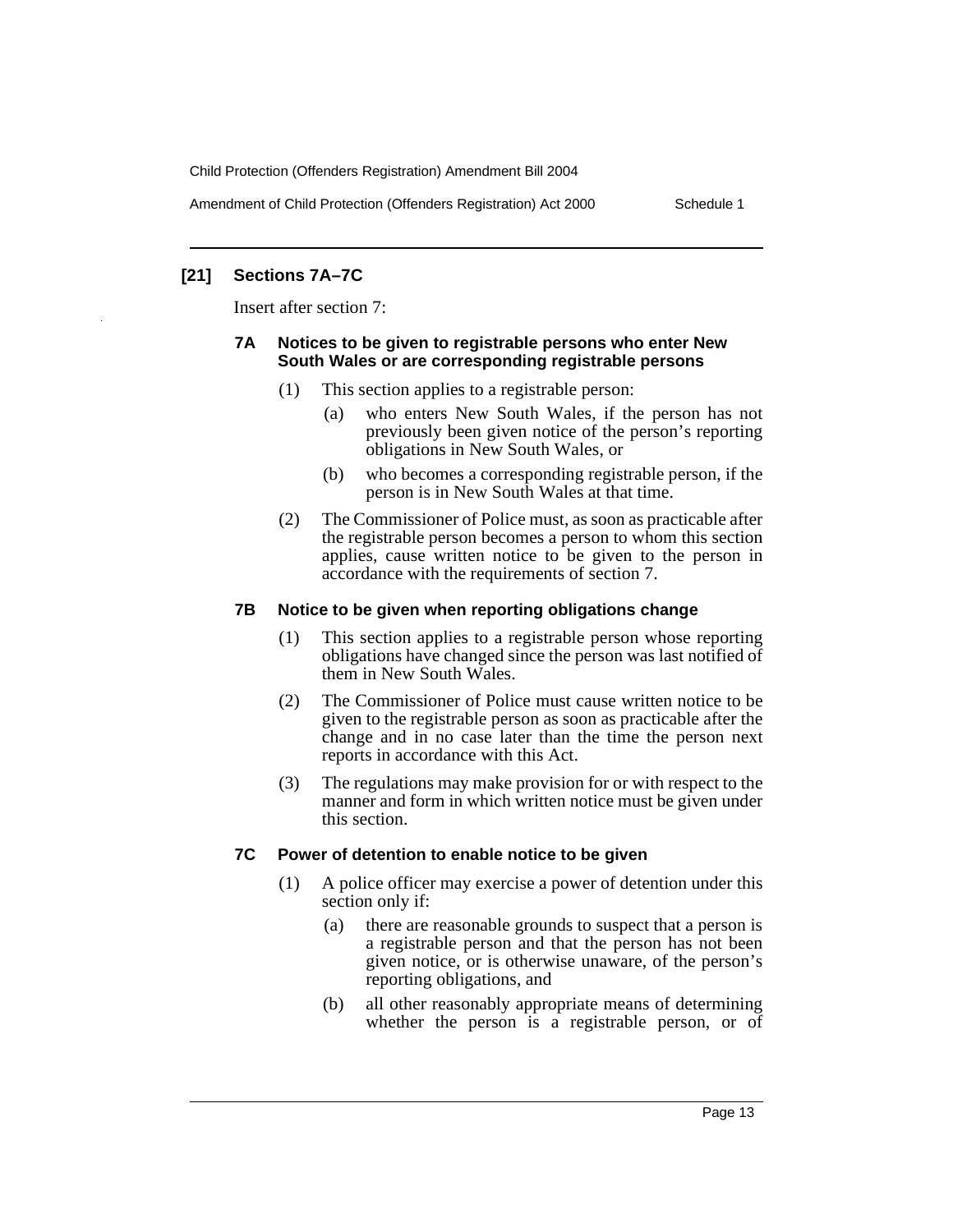## [21] Sections 7A–7C

Insert after section 7:

### 7A Notices to be given to registrable persons who enter New South Wales or are corresponding registrable persons

(1) This section applies to a registrable person:

(a) who enters New South Wales, if the person has not previously been given notice of the person's reporting obligations in New South Wales, or

(b) who becomes a corresponding registrable person, if the person is in New South Wales at that time.

(2) The Commissioner of Police must, as soon as practicable after the registrable person becomes a person to whom this section applies, cause written notice to be given to the person in accordance with the requirements of section 7.

### 7B Notice to be given when reporting obligations change

(1) This section applies to a registrable person whose reporting obligations have changed since the person was last notified of them in New South Wales.

(2) The Commissioner of Police must cause written notice to be given to the registrable person as soon as practicable after the change and in no case later than the time the person next reports in accordance with this Act.

(3) The regulations may make provision for or with respect to the manner and form in which written notice must be given under this section.

### 7C Power of detention to enable notice to be given

(1) A police officer may exercise a power of detention under this section only if:

(a) there are reasonable grounds to suspect that a person is a registrable person and that the person has not been given notice, or is otherwise unaware, of the person's reporting obligations, and

(b) all other reasonably appropriate means of determining whether the person is a registrable person, or of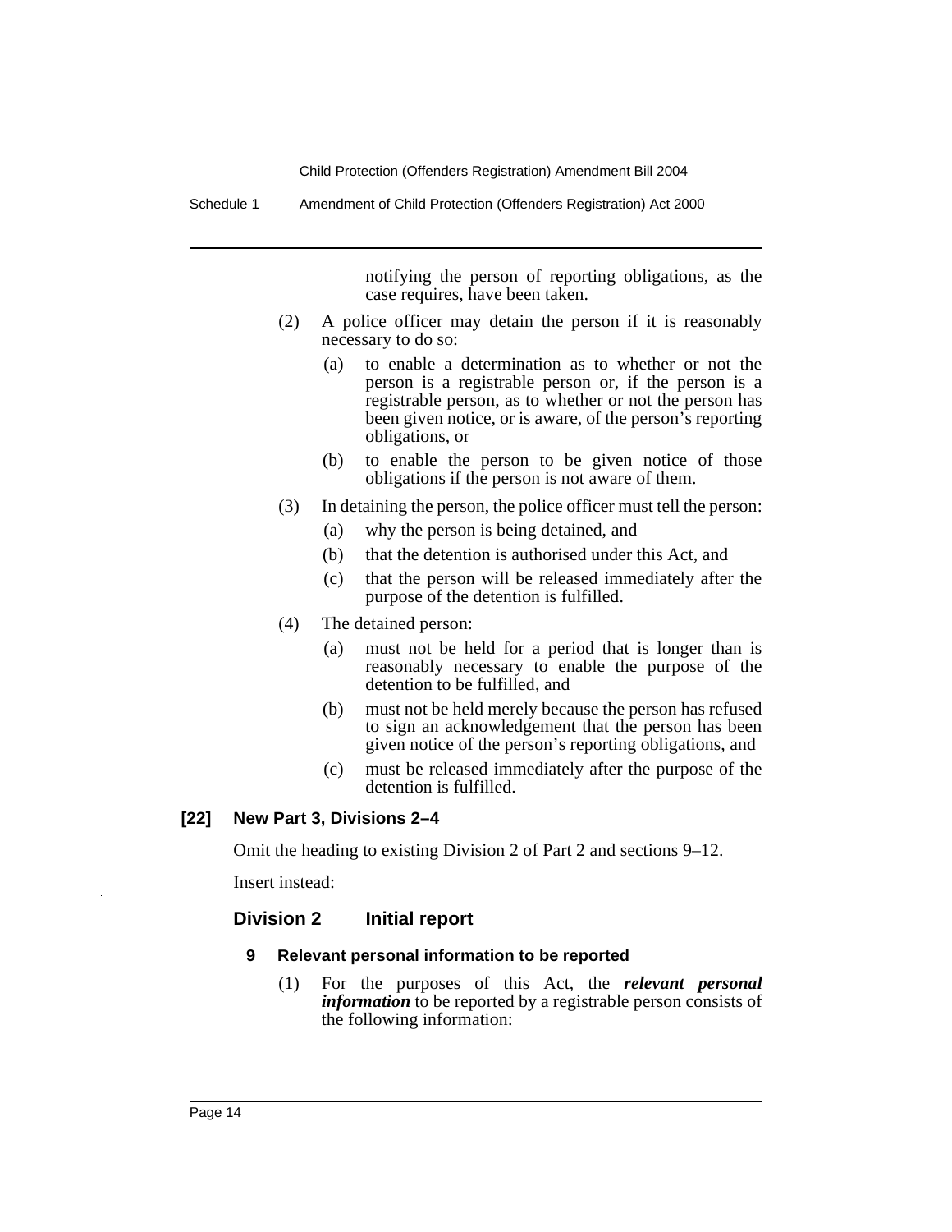notifying the person of reporting obligations, as the case requires, have been taken.

(2) A police officer may detain the person if it is reasonably necessary to do so:

(a) to enable a determination as to whether or not the person is a registrable person or, if the person is a registrable person, as to whether or not the person has been given notice, or is aware, of the person's reporting obligations, or

(b) to enable the person to be given notice of those obligations if the person is not aware of them.

(3) In detaining the person, the police officer must tell the person:

(a) why the person is being detained, and

(b) that the detention is authorised under this Act, and

(c) that the person will be released immediately after the purpose of the detention is fulfilled.

(4) The detained person:

(a) must not be held for a period that is longer than is reasonably necessary to enable the purpose of the detention to be fulfilled, and

(b) must not be held merely because the person has refused to sign an acknowledgement that the person has been given notice of the person's reporting obligations, and

(c) must be released immediately after the purpose of the detention is fulfilled.

### [22] New Part 3, Divisions 2–4

Omit the heading to existing Division 2 of Part 2 and sections 9–12.

Insert instead:

## Division 2 Initial report

#### 9 Relevant personal information to be reported

(1) For the purposes of this Act, the ***relevant personal information*** to be reported by a registrable person consists of the following information: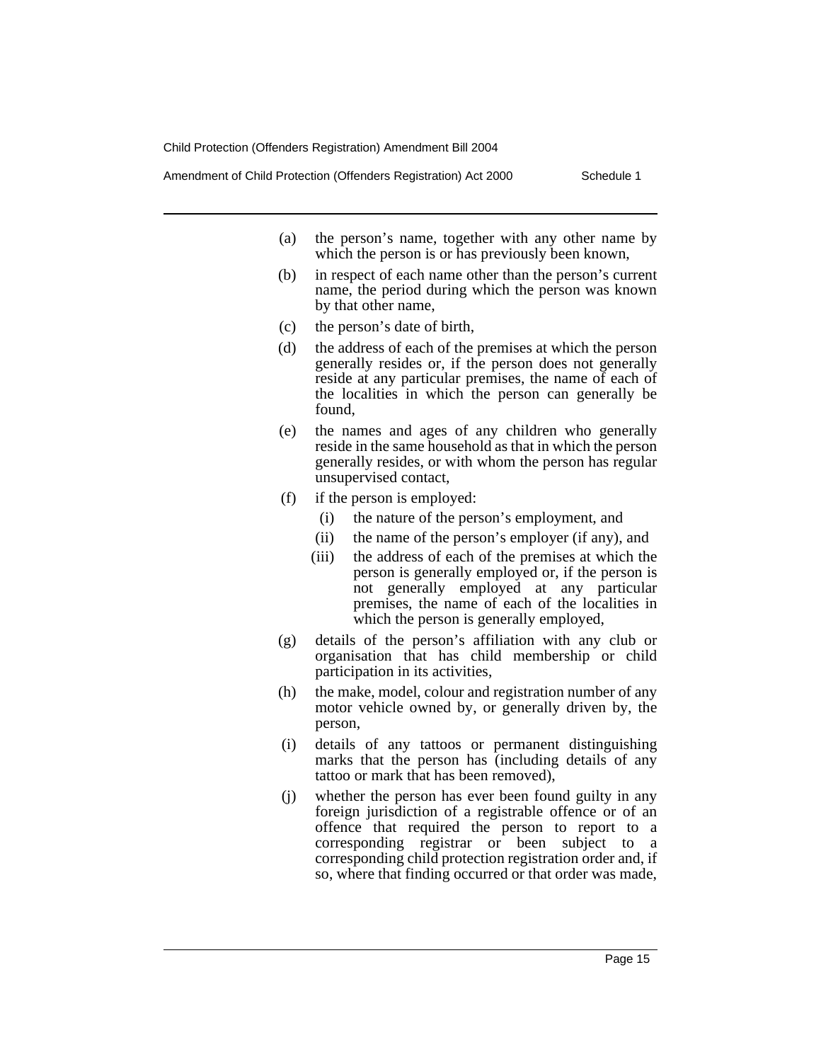(a) the person's name, together with any other name by which the person is or has previously been known,

(b) in respect of each name other than the person's current name, the period during which the person was known by that other name,

(c) the person's date of birth,

(d) the address of each of the premises at which the person generally resides or, if the person does not generally reside at any particular premises, the name of each of the localities in which the person can generally be found,

(e) the names and ages of any children who generally reside in the same household as that in which the person generally resides, or with whom the person has regular unsupervised contact,

(f) if the person is employed:

  (i) the nature of the person's employment, and

  (ii) the name of the person's employer (if any), and

  (iii) the address of each of the premises at which the person is generally employed or, if the person is not generally employed at any particular premises, the name of each of the localities in which the person is generally employed,

(g) details of the person's affiliation with any club or organisation that has child membership or child participation in its activities,

(h) the make, model, colour and registration number of any motor vehicle owned by, or generally driven by, the person,

(i) details of any tattoos or permanent distinguishing marks that the person has (including details of any tattoo or mark that has been removed),

(j) whether the person has ever been found guilty in any foreign jurisdiction of a registrable offence or of an offence that required the person to report to a corresponding registrar or been subject to a corresponding child protection registration order and, if so, where that finding occurred or that order was made,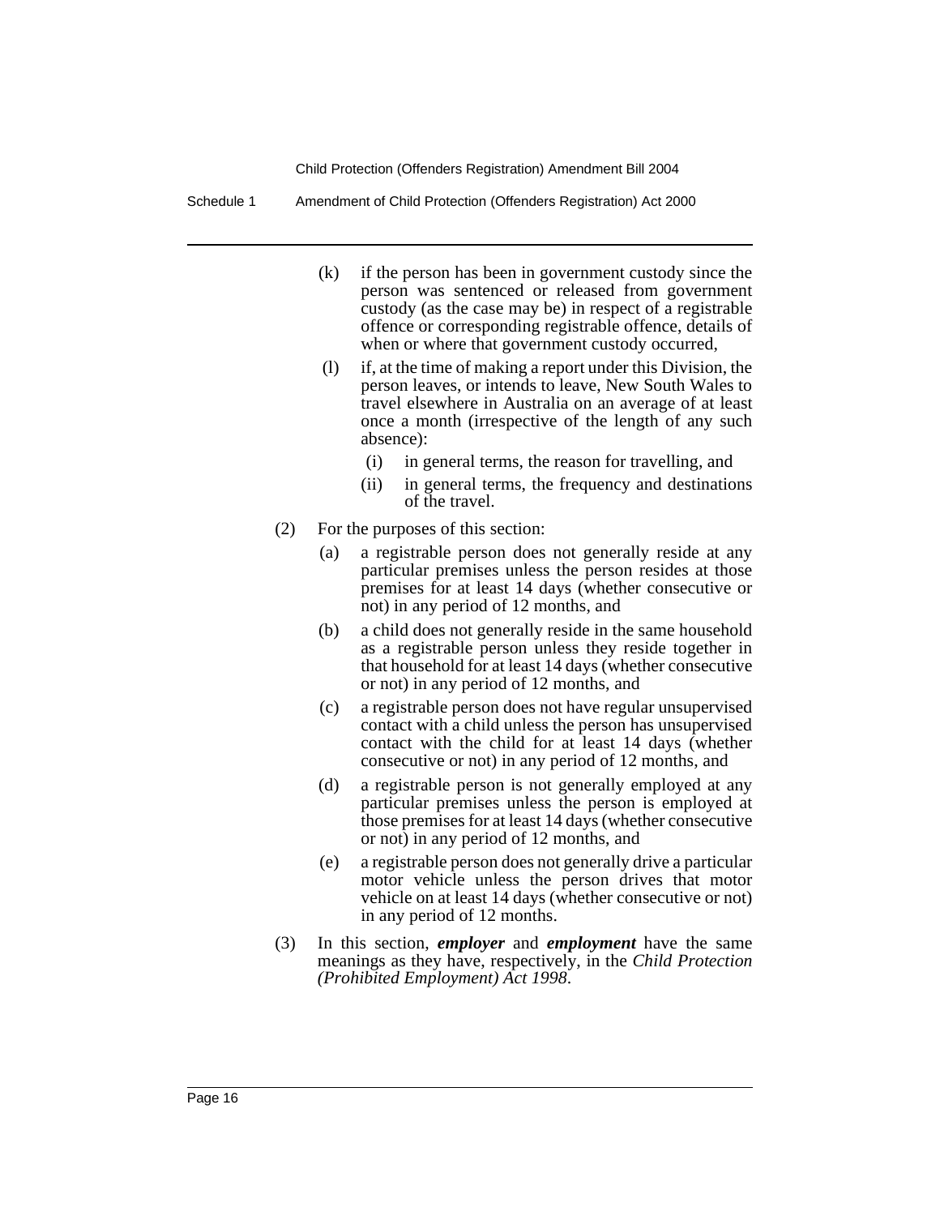(k) if the person has been in government custody since the person was sentenced or released from government custody (as the case may be) in respect of a registrable offence or corresponding registrable offence, details of when or where that government custody occurred,

(l) if, at the time of making a report under this Division, the person leaves, or intends to leave, New South Wales to travel elsewhere in Australia on an average of at least once a month (irrespective of the length of any such absence):

(i) in general terms, the reason for travelling, and

(ii) in general terms, the frequency and destinations of the travel.

(2) For the purposes of this section:

(a) a registrable person does not generally reside at any particular premises unless the person resides at those premises for at least 14 days (whether consecutive or not) in any period of 12 months, and

(b) a child does not generally reside in the same household as a registrable person unless they reside together in that household for at least 14 days (whether consecutive or not) in any period of 12 months, and

(c) a registrable person does not have regular unsupervised contact with a child unless the person has unsupervised contact with the child for at least 14 days (whether consecutive or not) in any period of 12 months, and

(d) a registrable person is not generally employed at any particular premises unless the person is employed at those premises for at least 14 days (whether consecutive or not) in any period of 12 months, and

(e) a registrable person does not generally drive a particular motor vehicle unless the person drives that motor vehicle on at least 14 days (whether consecutive or not) in any period of 12 months.

(3) In this section, ***employer*** and ***employment*** have the same meanings as they have, respectively, in the *Child Protection (Prohibited Employment) Act 1998*.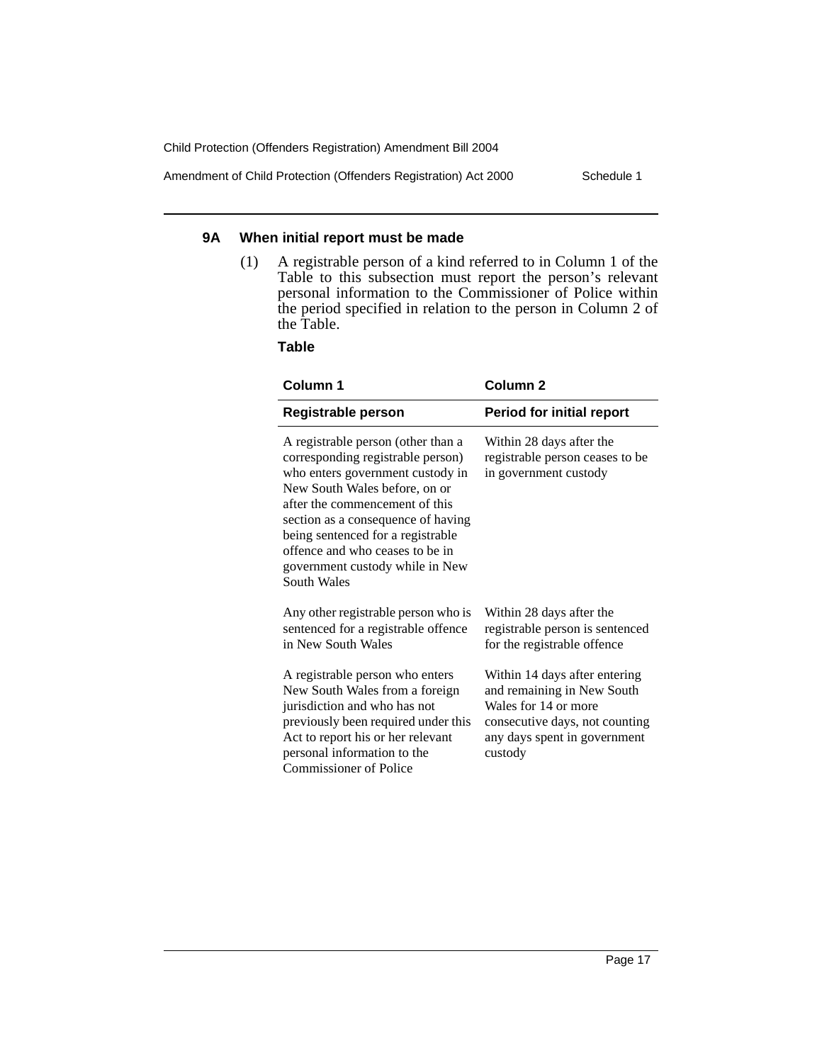### 9A When initial report must be made

(1) A registrable person of a kind referred to in Column 1 of the Table to this subsection must report the person's relevant personal information to the Commissioner of Police within the period specified in relation to the person in Column 2 of the Table.

**Table**

| Column 1 | Column 2 |
|---|---|
| **Registrable person** | **Period for initial report** |
| A registrable person (other than a corresponding registrable person) who enters government custody in New South Wales before, on or after the commencement of this section as a consequence of having being sentenced for a registrable offence and who ceases to be in government custody while in New South Wales | Within 28 days after the registrable person ceases to be in government custody |
| Any other registrable person who is sentenced for a registrable offence in New South Wales | Within 28 days after the registrable person is sentenced for the registrable offence |
| A registrable person who enters New South Wales from a foreign jurisdiction and who has not previously been required under this Act to report his or her relevant personal information to the Commissioner of Police | Within 14 days after entering and remaining in New South Wales for 14 or more consecutive days, not counting any days spent in government custody |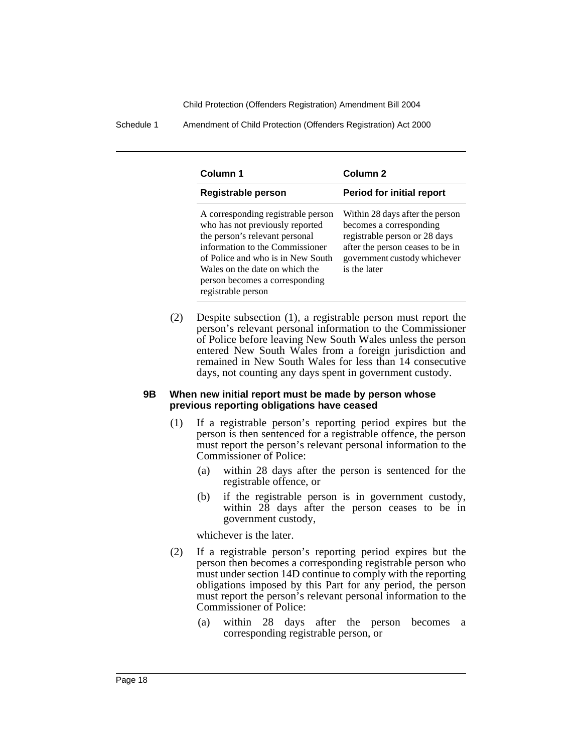| Column 1 | Column 2 |
| --- | --- |
| **Registrable person** | **Period for initial report** |
| A corresponding registrable person who has not previously reported the person's relevant personal information to the Commissioner of Police and who is in New South Wales on the date on which the person becomes a corresponding registrable person | Within 28 days after the person becomes a corresponding registrable person or 28 days after the person ceases to be in government custody whichever is the later |

(2) Despite subsection (1), a registrable person must report the person's relevant personal information to the Commissioner of Police before leaving New South Wales unless the person entered New South Wales from a foreign jurisdiction and remained in New South Wales for less than 14 consecutive days, not counting any days spent in government custody.

**9B When new initial report must be made by person whose previous reporting obligations have ceased**

(1) If a registrable person's reporting period expires but the person is then sentenced for a registrable offence, the person must report the person's relevant personal information to the Commissioner of Police:

(a) within 28 days after the person is sentenced for the registrable offence, or

(b) if the registrable person is in government custody, within 28 days after the person ceases to be in government custody,

whichever is the later.

(2) If a registrable person's reporting period expires but the person then becomes a corresponding registrable person who must under section 14D continue to comply with the reporting obligations imposed by this Part for any period, the person must report the person's relevant personal information to the Commissioner of Police:

(a) within 28 days after the person becomes a corresponding registrable person, or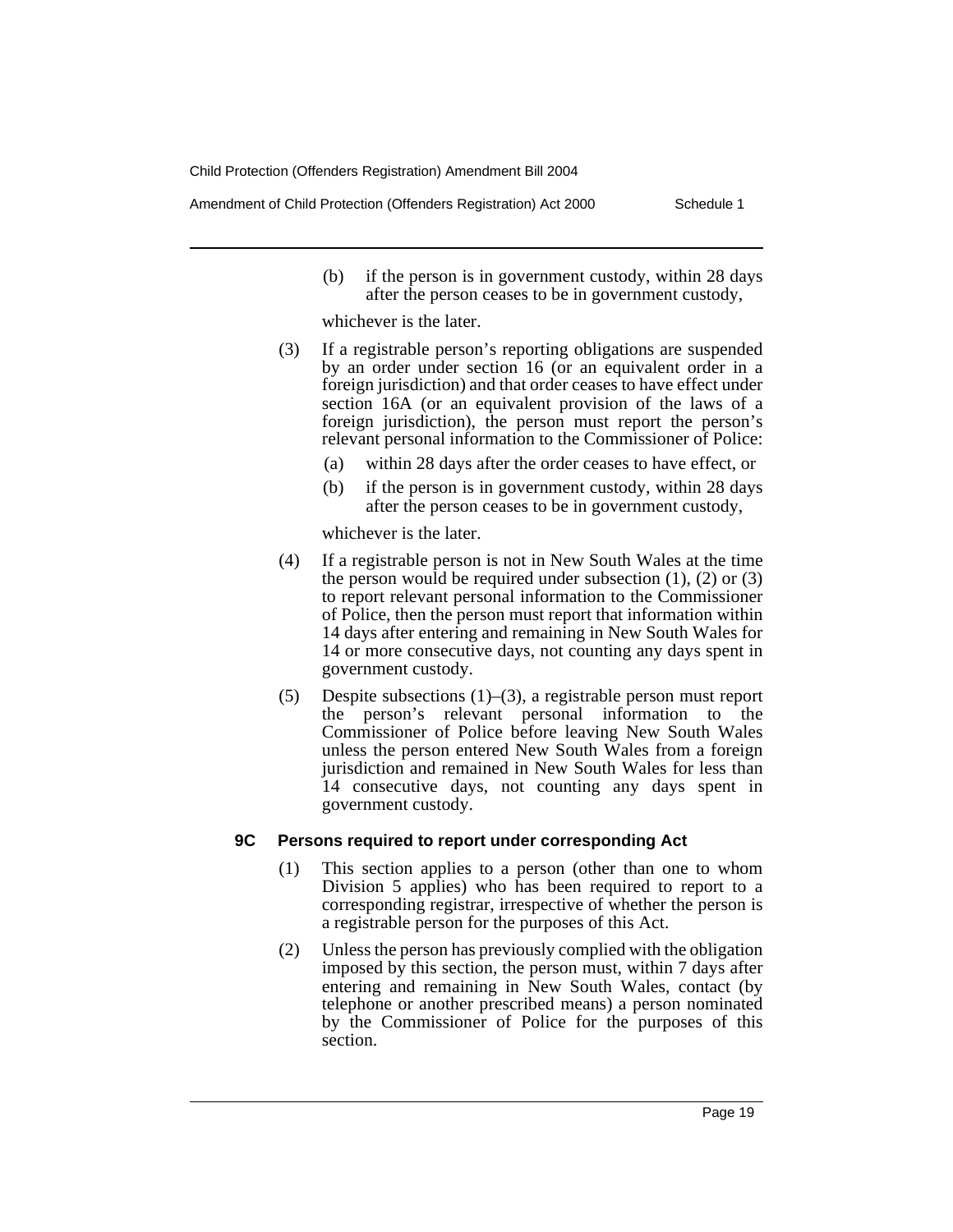(b) if the person is in government custody, within 28 days after the person ceases to be in government custody,

whichever is the later.

(3) If a registrable person's reporting obligations are suspended by an order under section 16 (or an equivalent order in a foreign jurisdiction) and that order ceases to have effect under section 16A (or an equivalent provision of the laws of a foreign jurisdiction), the person must report the person's relevant personal information to the Commissioner of Police:

(a) within 28 days after the order ceases to have effect, or

(b) if the person is in government custody, within 28 days after the person ceases to be in government custody,

whichever is the later.

(4) If a registrable person is not in New South Wales at the time the person would be required under subsection (1), (2) or (3) to report relevant personal information to the Commissioner of Police, then the person must report that information within 14 days after entering and remaining in New South Wales for 14 or more consecutive days, not counting any days spent in government custody.

(5) Despite subsections (1)–(3), a registrable person must report the person's relevant personal information to the Commissioner of Police before leaving New South Wales unless the person entered New South Wales from a foreign jurisdiction and remained in New South Wales for less than 14 consecutive days, not counting any days spent in government custody.

### 9C Persons required to report under corresponding Act

(1) This section applies to a person (other than one to whom Division 5 applies) who has been required to report to a corresponding registrar, irrespective of whether the person is a registrable person for the purposes of this Act.

(2) Unless the person has previously complied with the obligation imposed by this section, the person must, within 7 days after entering and remaining in New South Wales, contact (by telephone or another prescribed means) a person nominated by the Commissioner of Police for the purposes of this section.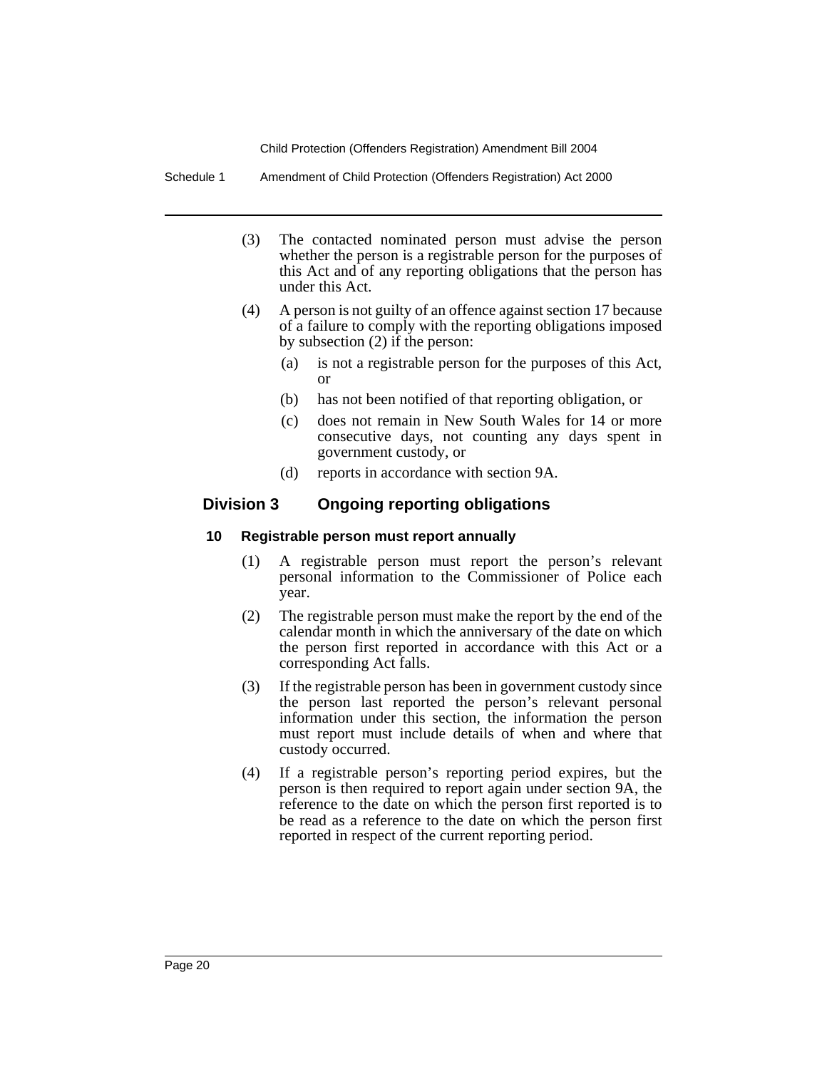(3) The contacted nominated person must advise the person whether the person is a registrable person for the purposes of this Act and of any reporting obligations that the person has under this Act.

(4) A person is not guilty of an offence against section 17 because of a failure to comply with the reporting obligations imposed by subsection (2) if the person:

- (a) is not a registrable person for the purposes of this Act, or
- (b) has not been notified of that reporting obligation, or
- (c) does not remain in New South Wales for 14 or more consecutive days, not counting any days spent in government custody, or
- (d) reports in accordance with section 9A.

## Division 3 Ongoing reporting obligations

### 10 Registrable person must report annually

(1) A registrable person must report the person's relevant personal information to the Commissioner of Police each year.

(2) The registrable person must make the report by the end of the calendar month in which the anniversary of the date on which the person first reported in accordance with this Act or a corresponding Act falls.

(3) If the registrable person has been in government custody since the person last reported the person's relevant personal information under this section, the information the person must report must include details of when and where that custody occurred.

(4) If a registrable person's reporting period expires, but the person is then required to report again under section 9A, the reference to the date on which the person first reported is to be read as a reference to the date on which the person first reported in respect of the current reporting period.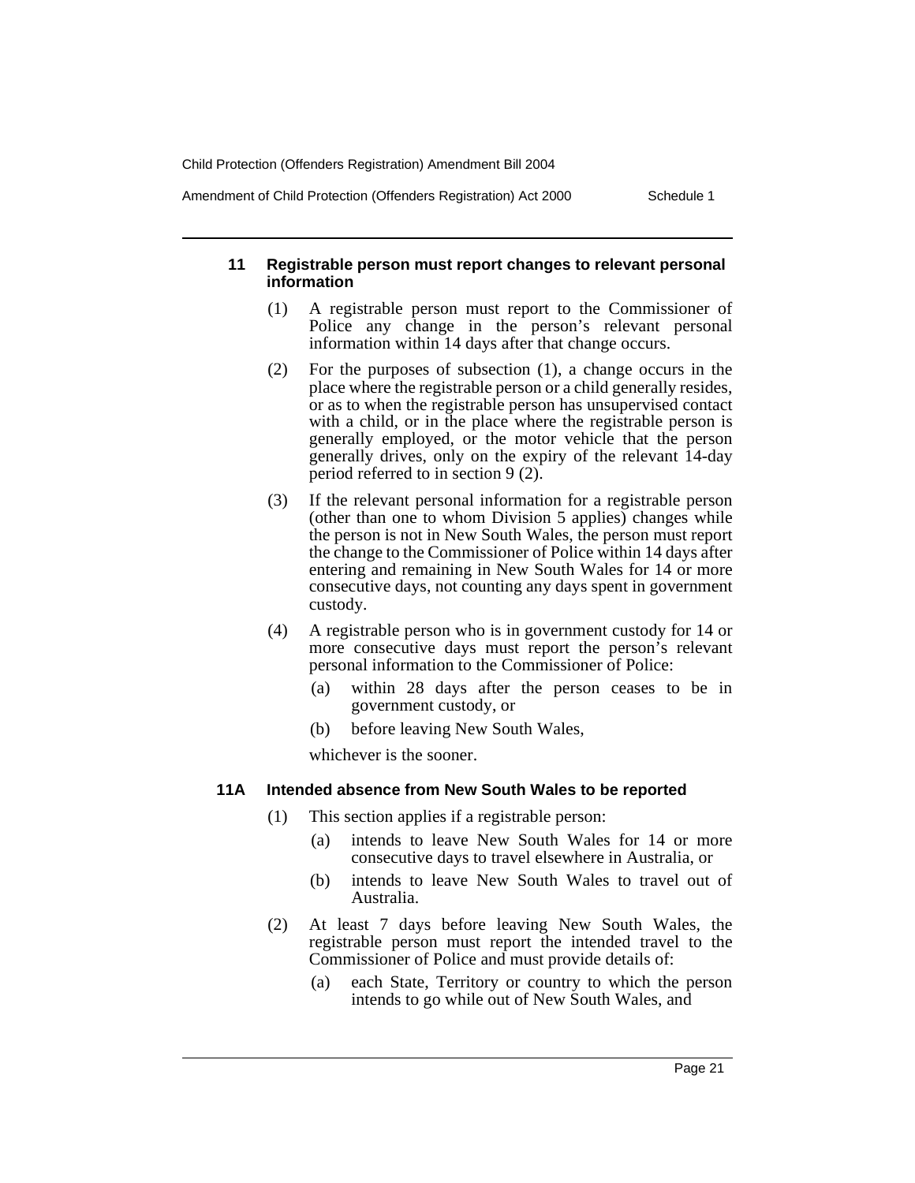### 11 Registrable person must report changes to relevant personal information

(1) A registrable person must report to the Commissioner of Police any change in the person's relevant personal information within 14 days after that change occurs.

(2) For the purposes of subsection (1), a change occurs in the place where the registrable person or a child generally resides, or as to when the registrable person has unsupervised contact with a child, or in the place where the registrable person is generally employed, or the motor vehicle that the person generally drives, only on the expiry of the relevant 14-day period referred to in section 9 (2).

(3) If the relevant personal information for a registrable person (other than one to whom Division 5 applies) changes while the person is not in New South Wales, the person must report the change to the Commissioner of Police within 14 days after entering and remaining in New South Wales for 14 or more consecutive days, not counting any days spent in government custody.

(4) A registrable person who is in government custody for 14 or more consecutive days must report the person's relevant personal information to the Commissioner of Police:

- (a) within 28 days after the person ceases to be in government custody, or
- (b) before leaving New South Wales,

whichever is the sooner.

### 11A Intended absence from New South Wales to be reported

(1) This section applies if a registrable person:

- (a) intends to leave New South Wales for 14 or more consecutive days to travel elsewhere in Australia, or
- (b) intends to leave New South Wales to travel out of Australia.

(2) At least 7 days before leaving New South Wales, the registrable person must report the intended travel to the Commissioner of Police and must provide details of:

- (a) each State, Territory or country to which the person intends to go while out of New South Wales, and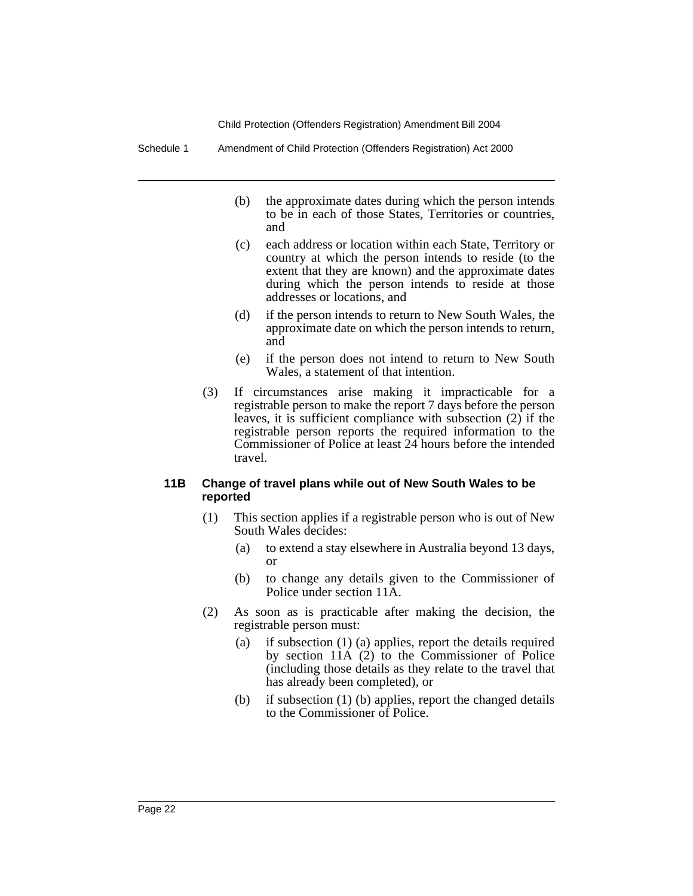(b) the approximate dates during which the person intends to be in each of those States, Territories or countries, and

(c) each address or location within each State, Territory or country at which the person intends to reside (to the extent that they are known) and the approximate dates during which the person intends to reside at those addresses or locations, and

(d) if the person intends to return to New South Wales, the approximate date on which the person intends to return, and

(e) if the person does not intend to return to New South Wales, a statement of that intention.

(3) If circumstances arise making it impracticable for a registrable person to make the report 7 days before the person leaves, it is sufficient compliance with subsection (2) if the registrable person reports the required information to the Commissioner of Police at least 24 hours before the intended travel.

### 11B Change of travel plans while out of New South Wales to be reported

(1) This section applies if a registrable person who is out of New South Wales decides:

(a) to extend a stay elsewhere in Australia beyond 13 days, or

(b) to change any details given to the Commissioner of Police under section 11A.

(2) As soon as is practicable after making the decision, the registrable person must:

(a) if subsection (1) (a) applies, report the details required by section 11A (2) to the Commissioner of Police (including those details as they relate to the travel that has already been completed), or

(b) if subsection (1) (b) applies, report the changed details to the Commissioner of Police.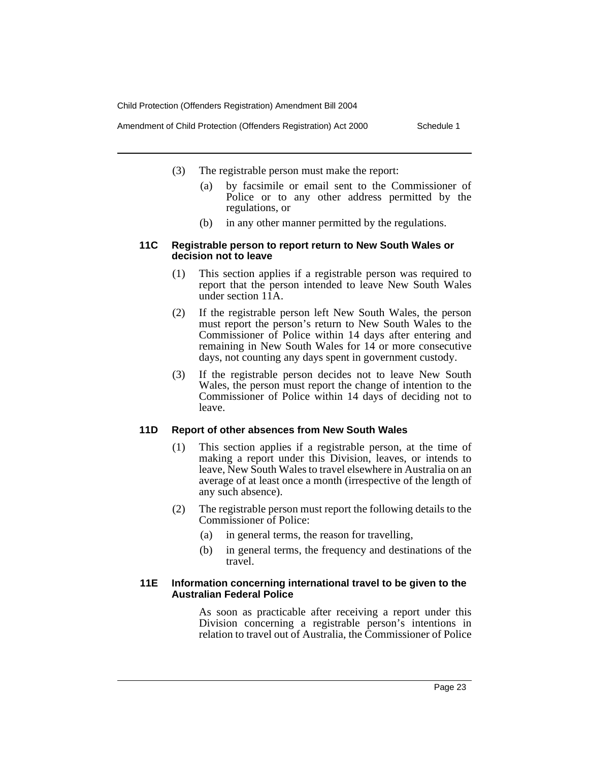(3) The registrable person must make the report:

(a) by facsimile or email sent to the Commissioner of Police or to any other address permitted by the regulations, or

(b) in any other manner permitted by the regulations.

#### 11C Registrable person to report return to New South Wales or decision not to leave

(1) This section applies if a registrable person was required to report that the person intended to leave New South Wales under section 11A.

(2) If the registrable person left New South Wales, the person must report the person's return to New South Wales to the Commissioner of Police within 14 days after entering and remaining in New South Wales for 14 or more consecutive days, not counting any days spent in government custody.

(3) If the registrable person decides not to leave New South Wales, the person must report the change of intention to the Commissioner of Police within 14 days of deciding not to leave.

#### 11D Report of other absences from New South Wales

(1) This section applies if a registrable person, at the time of making a report under this Division, leaves, or intends to leave, New South Wales to travel elsewhere in Australia on an average of at least once a month (irrespective of the length of any such absence).

(2) The registrable person must report the following details to the Commissioner of Police:

(a) in general terms, the reason for travelling,

(b) in general terms, the frequency and destinations of the travel.

#### 11E Information concerning international travel to be given to the Australian Federal Police

As soon as practicable after receiving a report under this Division concerning a registrable person's intentions in relation to travel out of Australia, the Commissioner of Police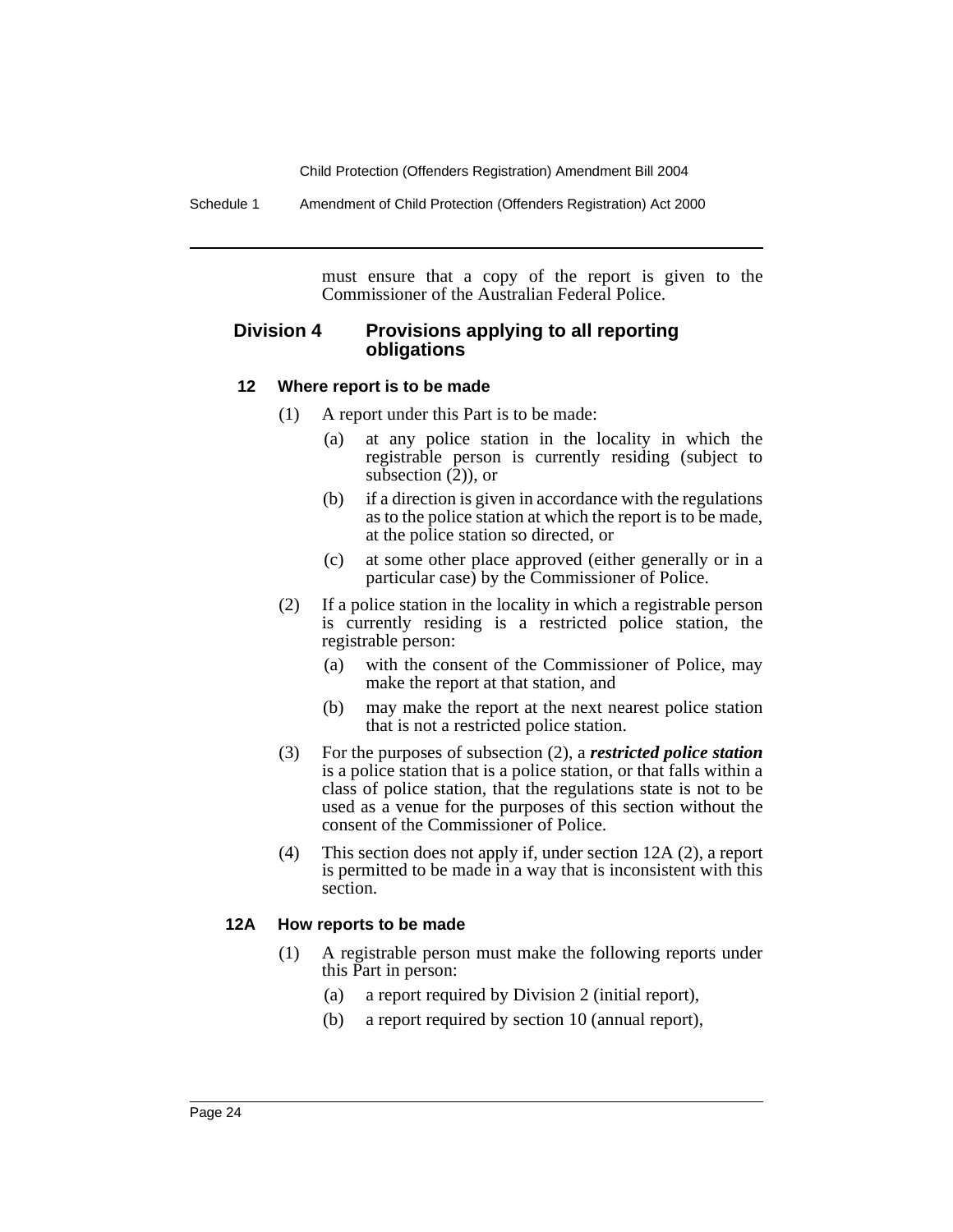must ensure that a copy of the report is given to the Commissioner of the Australian Federal Police.

### Division 4 Provisions applying to all reporting obligations

#### 12 Where report is to be made

(1) A report under this Part is to be made:

(a) at any police station in the locality in which the registrable person is currently residing (subject to subsection (2)), or

(b) if a direction is given in accordance with the regulations as to the police station at which the report is to be made, at the police station so directed, or

(c) at some other place approved (either generally or in a particular case) by the Commissioner of Police.

(2) If a police station in the locality in which a registrable person is currently residing is a restricted police station, the registrable person:

(a) with the consent of the Commissioner of Police, may make the report at that station, and

(b) may make the report at the next nearest police station that is not a restricted police station.

(3) For the purposes of subsection (2), a ***restricted police station*** is a police station that is a police station, or that falls within a class of police station, that the regulations state is not to be used as a venue for the purposes of this section without the consent of the Commissioner of Police.

(4) This section does not apply if, under section 12A (2), a report is permitted to be made in a way that is inconsistent with this section.

#### 12A How reports to be made

(1) A registrable person must make the following reports under this Part in person:

(a) a report required by Division 2 (initial report),

(b) a report required by section 10 (annual report),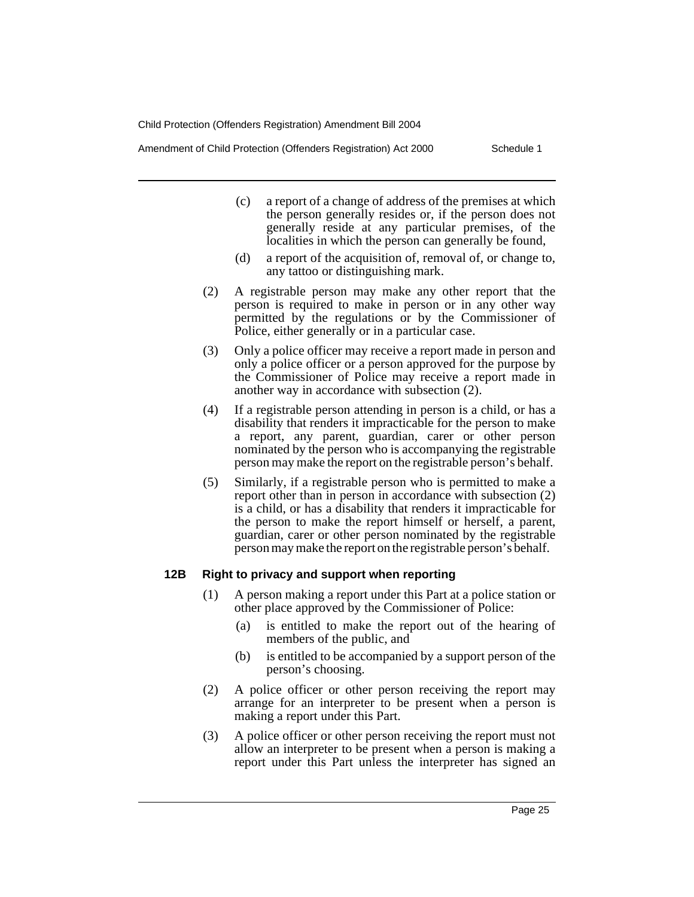(c) a report of a change of address of the premises at which the person generally resides or, if the person does not generally reside at any particular premises, of the localities in which the person can generally be found,

(d) a report of the acquisition of, removal of, or change to, any tattoo or distinguishing mark.

(2) A registrable person may make any other report that the person is required to make in person or in any other way permitted by the regulations or by the Commissioner of Police, either generally or in a particular case.

(3) Only a police officer may receive a report made in person and only a police officer or a person approved for the purpose by the Commissioner of Police may receive a report made in another way in accordance with subsection (2).

(4) If a registrable person attending in person is a child, or has a disability that renders it impracticable for the person to make a report, any parent, guardian, carer or other person nominated by the person who is accompanying the registrable person may make the report on the registrable person's behalf.

(5) Similarly, if a registrable person who is permitted to make a report other than in person in accordance with subsection (2) is a child, or has a disability that renders it impracticable for the person to make the report himself or herself, a parent, guardian, carer or other person nominated by the registrable person may make the report on the registrable person's behalf.

**12B Right to privacy and support when reporting**

(1) A person making a report under this Part at a police station or other place approved by the Commissioner of Police:

(a) is entitled to make the report out of the hearing of members of the public, and

(b) is entitled to be accompanied by a support person of the person's choosing.

(2) A police officer or other person receiving the report may arrange for an interpreter to be present when a person is making a report under this Part.

(3) A police officer or other person receiving the report must not allow an interpreter to be present when a person is making a report under this Part unless the interpreter has signed an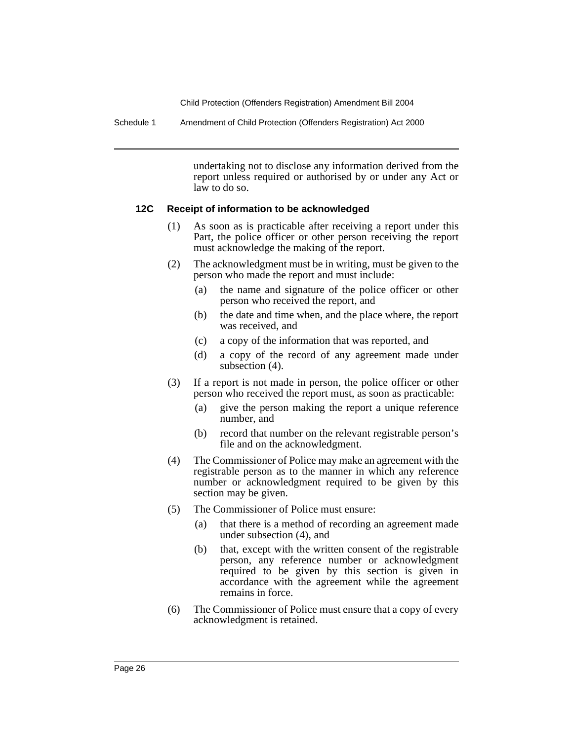undertaking not to disclose any information derived from the report unless required or authorised by or under any Act or law to do so.

### 12C Receipt of information to be acknowledged

(1) As soon as is practicable after receiving a report under this Part, the police officer or other person receiving the report must acknowledge the making of the report.

(2) The acknowledgment must be in writing, must be given to the person who made the report and must include:

- (a) the name and signature of the police officer or other person who received the report, and
- (b) the date and time when, and the place where, the report was received, and
- (c) a copy of the information that was reported, and
- (d) a copy of the record of any agreement made under subsection (4).

(3) If a report is not made in person, the police officer or other person who received the report must, as soon as practicable:

- (a) give the person making the report a unique reference number, and
- (b) record that number on the relevant registrable person's file and on the acknowledgment.

(4) The Commissioner of Police may make an agreement with the registrable person as to the manner in which any reference number or acknowledgment required to be given by this section may be given.

(5) The Commissioner of Police must ensure:

- (a) that there is a method of recording an agreement made under subsection (4), and
- (b) that, except with the written consent of the registrable person, any reference number or acknowledgment required to be given by this section is given in accordance with the agreement while the agreement remains in force.

(6) The Commissioner of Police must ensure that a copy of every acknowledgment is retained.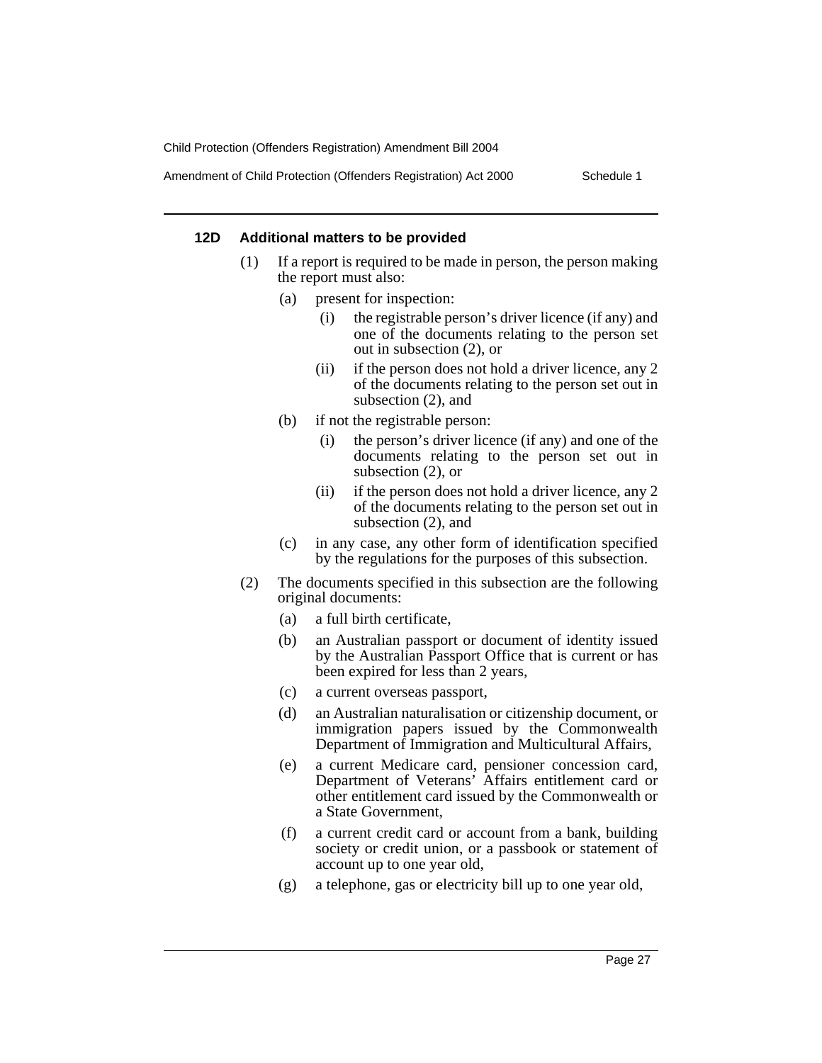#### 12D Additional matters to be provided

(1) If a report is required to be made in person, the person making the report must also:

- (a) present for inspection:
  - (i) the registrable person's driver licence (if any) and one of the documents relating to the person set out in subsection (2), or
  - (ii) if the person does not hold a driver licence, any 2 of the documents relating to the person set out in subsection (2), and
- (b) if not the registrable person:
  - (i) the person's driver licence (if any) and one of the documents relating to the person set out in subsection (2), or
  - (ii) if the person does not hold a driver licence, any 2 of the documents relating to the person set out in subsection (2), and
- (c) in any case, any other form of identification specified by the regulations for the purposes of this subsection.

(2) The documents specified in this subsection are the following original documents:

- (a) a full birth certificate,
- (b) an Australian passport or document of identity issued by the Australian Passport Office that is current or has been expired for less than 2 years,
- (c) a current overseas passport,
- (d) an Australian naturalisation or citizenship document, or immigration papers issued by the Commonwealth Department of Immigration and Multicultural Affairs,
- (e) a current Medicare card, pensioner concession card, Department of Veterans' Affairs entitlement card or other entitlement card issued by the Commonwealth or a State Government,
- (f) a current credit card or account from a bank, building society or credit union, or a passbook or statement of account up to one year old,
- (g) a telephone, gas or electricity bill up to one year old,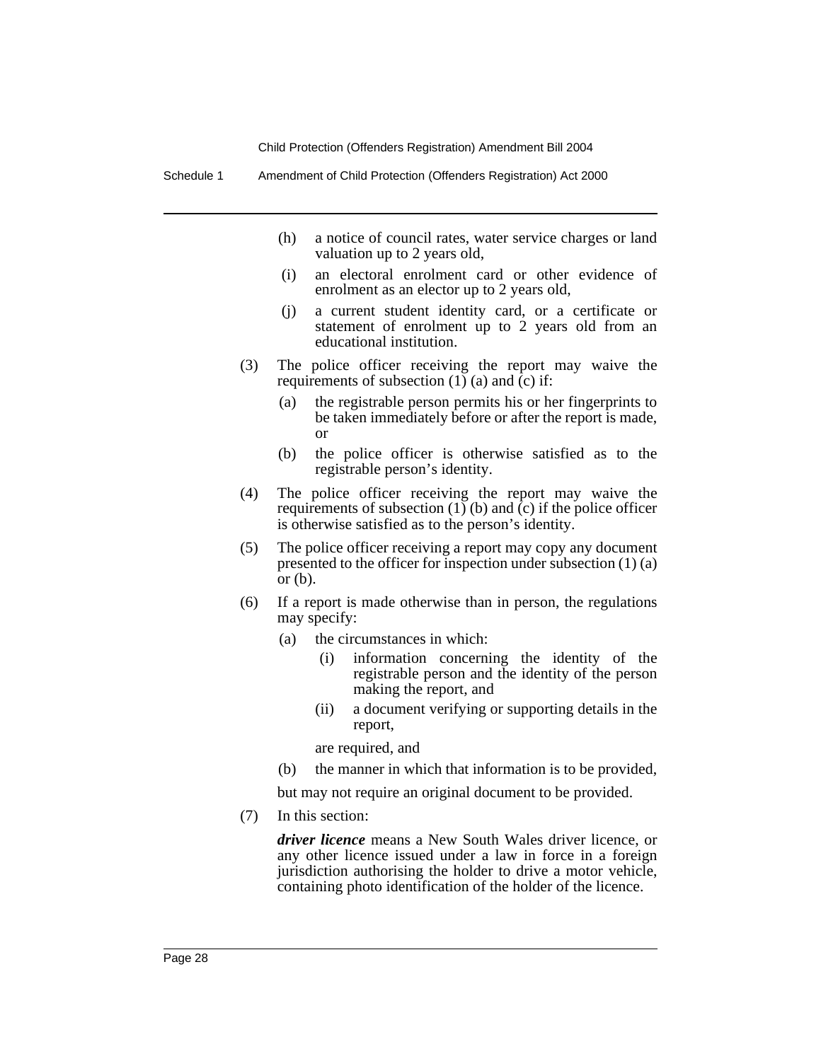(h) a notice of council rates, water service charges or land valuation up to 2 years old,

(i) an electoral enrolment card or other evidence of enrolment as an elector up to 2 years old,

(j) a current student identity card, or a certificate or statement of enrolment up to 2 years old from an educational institution.

(3) The police officer receiving the report may waive the requirements of subsection (1) (a) and (c) if:

(a) the registrable person permits his or her fingerprints to be taken immediately before or after the report is made, or

(b) the police officer is otherwise satisfied as to the registrable person's identity.

(4) The police officer receiving the report may waive the requirements of subsection (1) (b) and (c) if the police officer is otherwise satisfied as to the person's identity.

(5) The police officer receiving a report may copy any document presented to the officer for inspection under subsection (1) (a) or (b).

(6) If a report is made otherwise than in person, the regulations may specify:

(a) the circumstances in which:

(i) information concerning the identity of the registrable person and the identity of the person making the report, and

(ii) a document verifying or supporting details in the report,

are required, and

(b) the manner in which that information is to be provided,

but may not require an original document to be provided.

(7) In this section:

***driver licence*** means a New South Wales driver licence, or any other licence issued under a law in force in a foreign jurisdiction authorising the holder to drive a motor vehicle, containing photo identification of the holder of the licence.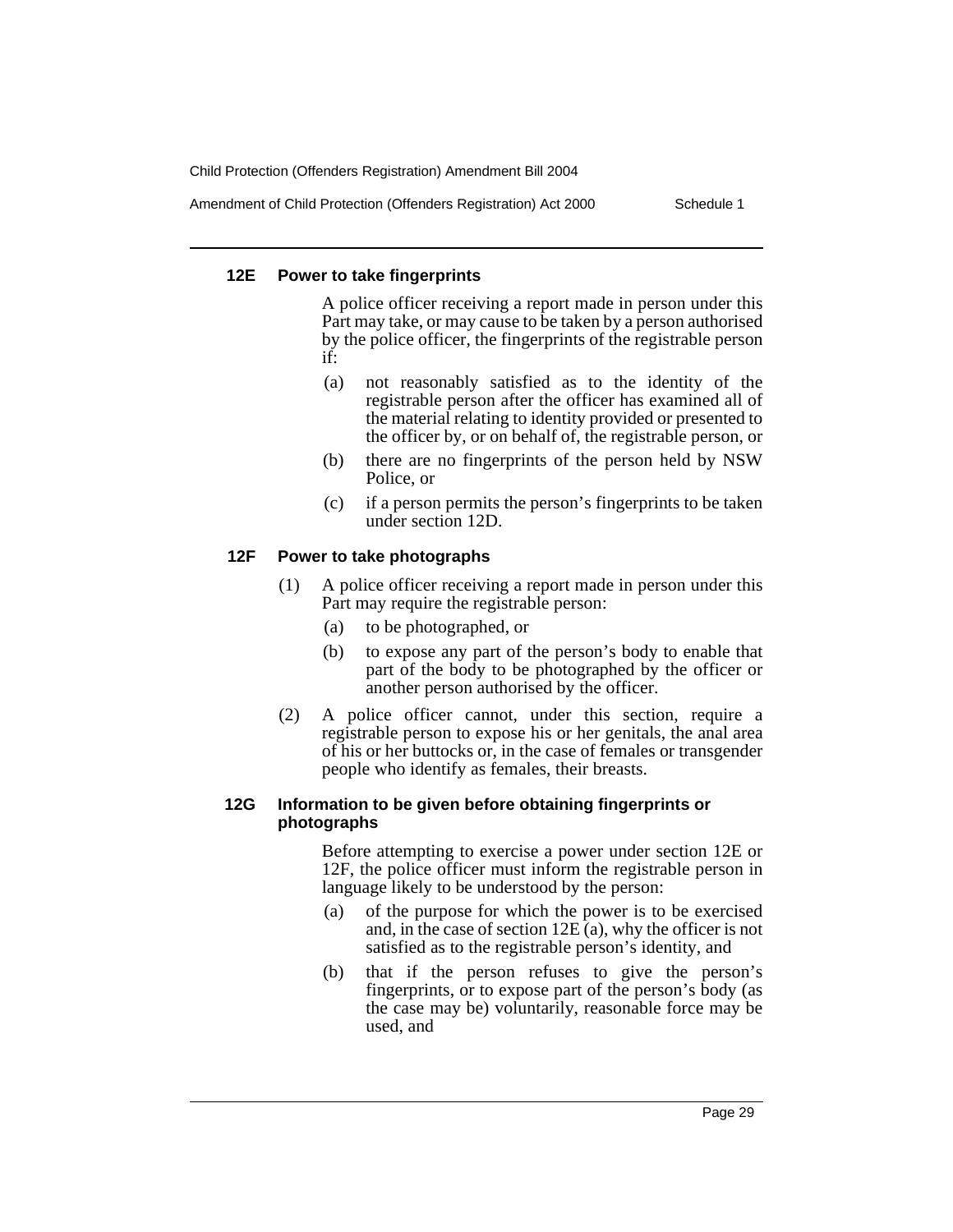### 12E Power to take fingerprints

A police officer receiving a report made in person under this Part may take, or may cause to be taken by a person authorised by the police officer, the fingerprints of the registrable person if:

(a) not reasonably satisfied as to the identity of the registrable person after the officer has examined all of the material relating to identity provided or presented to the officer by, or on behalf of, the registrable person, or

(b) there are no fingerprints of the person held by NSW Police, or

(c) if a person permits the person's fingerprints to be taken under section 12D.

### 12F Power to take photographs

(1) A police officer receiving a report made in person under this Part may require the registrable person:

(a) to be photographed, or

(b) to expose any part of the person's body to enable that part of the body to be photographed by the officer or another person authorised by the officer.

(2) A police officer cannot, under this section, require a registrable person to expose his or her genitals, the anal area of his or her buttocks or, in the case of females or transgender people who identify as females, their breasts.

### 12G Information to be given before obtaining fingerprints or photographs

Before attempting to exercise a power under section 12E or 12F, the police officer must inform the registrable person in language likely to be understood by the person:

(a) of the purpose for which the power is to be exercised and, in the case of section 12E (a), why the officer is not satisfied as to the registrable person's identity, and

(b) that if the person refuses to give the person's fingerprints, or to expose part of the person's body (as the case may be) voluntarily, reasonable force may be used, and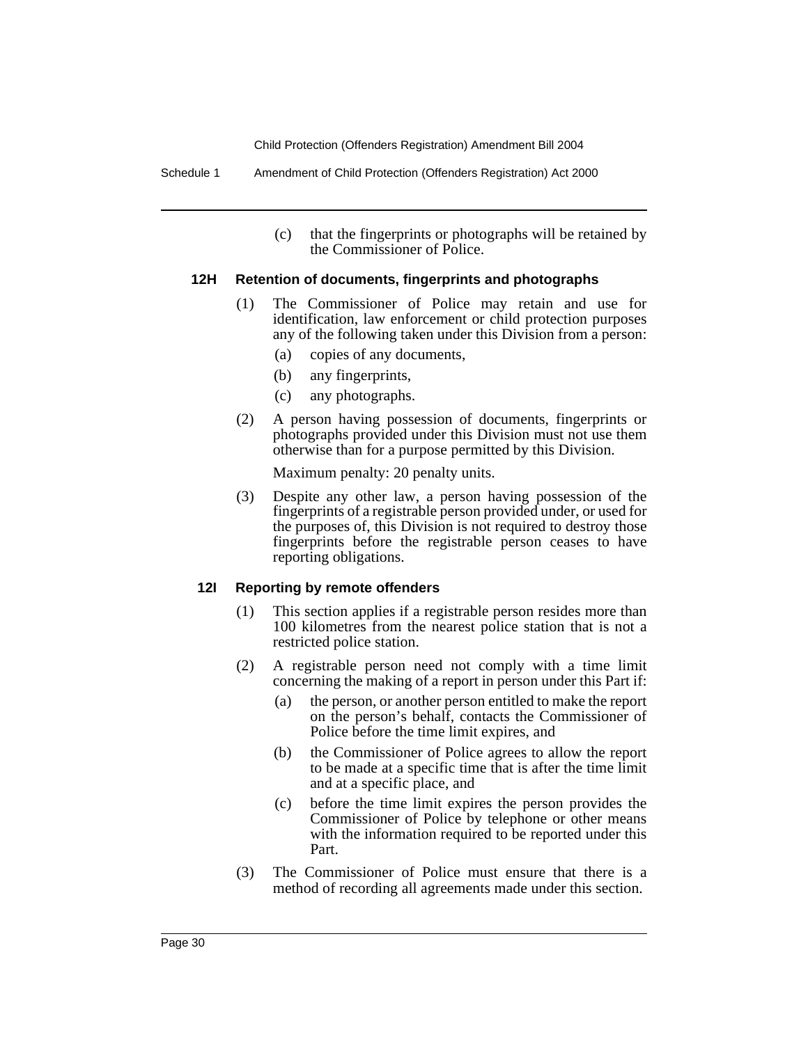(c) that the fingerprints or photographs will be retained by the Commissioner of Police.

**12H Retention of documents, fingerprints and photographs**

(1) The Commissioner of Police may retain and use for identification, law enforcement or child protection purposes any of the following taken under this Division from a person:

(a) copies of any documents,

(b) any fingerprints,

(c) any photographs.

(2) A person having possession of documents, fingerprints or photographs provided under this Division must not use them otherwise than for a purpose permitted by this Division.

Maximum penalty: 20 penalty units.

(3) Despite any other law, a person having possession of the fingerprints of a registrable person provided under, or used for the purposes of, this Division is not required to destroy those fingerprints before the registrable person ceases to have reporting obligations.

**12I Reporting by remote offenders**

(1) This section applies if a registrable person resides more than 100 kilometres from the nearest police station that is not a restricted police station.

(2) A registrable person need not comply with a time limit concerning the making of a report in person under this Part if:

(a) the person, or another person entitled to make the report on the person's behalf, contacts the Commissioner of Police before the time limit expires, and

(b) the Commissioner of Police agrees to allow the report to be made at a specific time that is after the time limit and at a specific place, and

(c) before the time limit expires the person provides the Commissioner of Police by telephone or other means with the information required to be reported under this Part.

(3) The Commissioner of Police must ensure that there is a method of recording all agreements made under this section.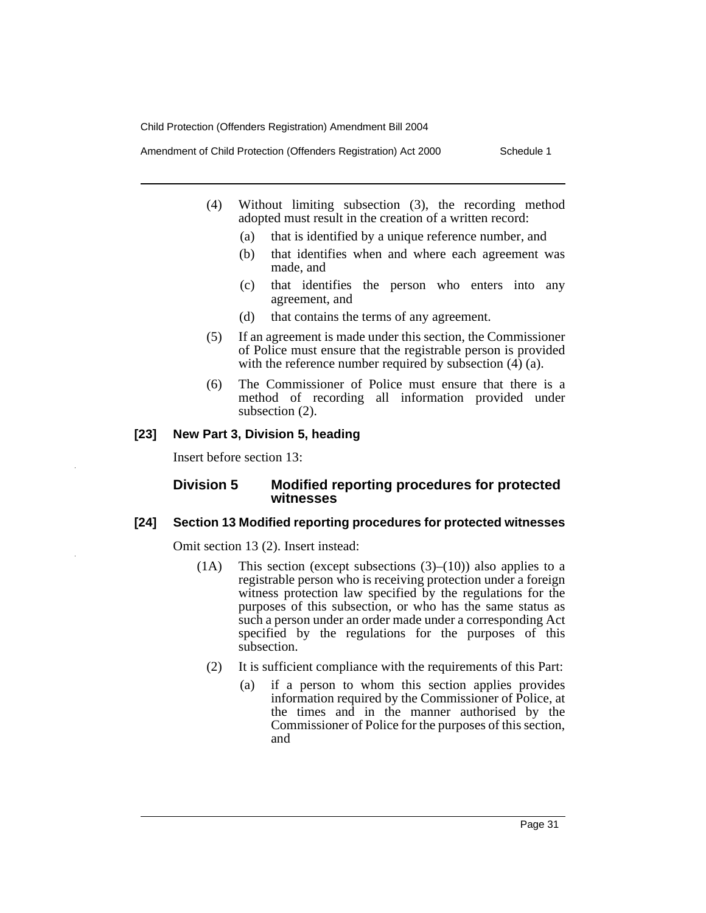(4) Without limiting subsection (3), the recording method adopted must result in the creation of a written record:

(a) that is identified by a unique reference number, and

(b) that identifies when and where each agreement was made, and

(c) that identifies the person who enters into any agreement, and

(d) that contains the terms of any agreement.

(5) If an agreement is made under this section, the Commissioner of Police must ensure that the registrable person is provided with the reference number required by subsection (4) (a).

(6) The Commissioner of Police must ensure that there is a method of recording all information provided under subsection (2).

**[23] New Part 3, Division 5, heading**

Insert before section 13:

### Division 5 Modified reporting procedures for protected witnesses

**[24] Section 13 Modified reporting procedures for protected witnesses**

Omit section 13 (2). Insert instead:

(1A) This section (except subsections (3)–(10)) also applies to a registrable person who is receiving protection under a foreign witness protection law specified by the regulations for the purposes of this subsection, or who has the same status as such a person under an order made under a corresponding Act specified by the regulations for the purposes of this subsection.

(2) It is sufficient compliance with the requirements of this Part:

(a) if a person to whom this section applies provides information required by the Commissioner of Police, at the times and in the manner authorised by the Commissioner of Police for the purposes of this section, and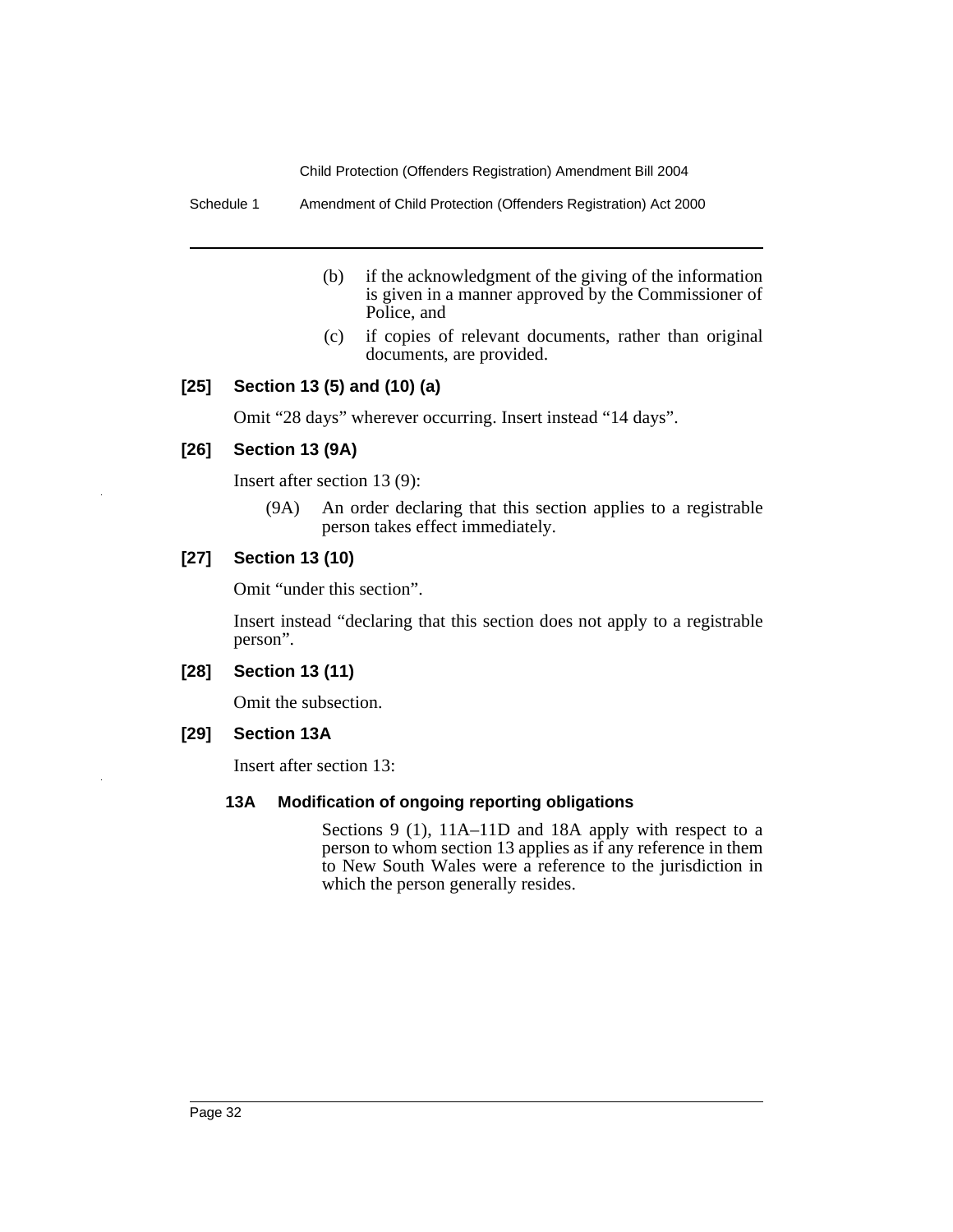(b) if the acknowledgment of the giving of the information is given in a manner approved by the Commissioner of Police, and

(c) if copies of relevant documents, rather than original documents, are provided.

**[25] Section 13 (5) and (10) (a)**

Omit "28 days" wherever occurring. Insert instead "14 days".

**[26] Section 13 (9A)**

Insert after section 13 (9):

(9A) An order declaring that this section applies to a registrable person takes effect immediately.

**[27] Section 13 (10)**

Omit "under this section".

Insert instead "declaring that this section does not apply to a registrable person".

**[28] Section 13 (11)**

Omit the subsection.

**[29] Section 13A**

Insert after section 13:

**13A Modification of ongoing reporting obligations**

Sections 9 (1), 11A–11D and 18A apply with respect to a person to whom section 13 applies as if any reference in them to New South Wales were a reference to the jurisdiction in which the person generally resides.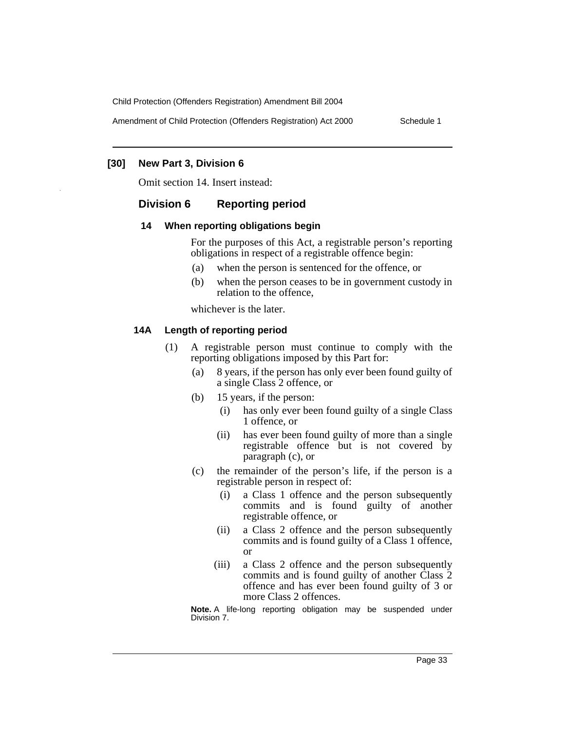### [30] New Part 3, Division 6

Omit section 14. Insert instead:

## Division 6 Reporting period

### 14 When reporting obligations begin

For the purposes of this Act, a registrable person's reporting obligations in respect of a registrable offence begin:

(a) when the person is sentenced for the offence, or

(b) when the person ceases to be in government custody in relation to the offence,

whichever is the later.

### 14A Length of reporting period

(1) A registrable person must continue to comply with the reporting obligations imposed by this Part for:

(a) 8 years, if the person has only ever been found guilty of a single Class 2 offence, or

(b) 15 years, if the person:

(i) has only ever been found guilty of a single Class 1 offence, or

(ii) has ever been found guilty of more than a single registrable offence but is not covered by paragraph (c), or

(c) the remainder of the person's life, if the person is a registrable person in respect of:

(i) a Class 1 offence and the person subsequently commits and is found guilty of another registrable offence, or

(ii) a Class 2 offence and the person subsequently commits and is found guilty of a Class 1 offence, or

(iii) a Class 2 offence and the person subsequently commits and is found guilty of another Class 2 offence and has ever been found guilty of 3 or more Class 2 offences.

**Note.** A life-long reporting obligation may be suspended under Division 7.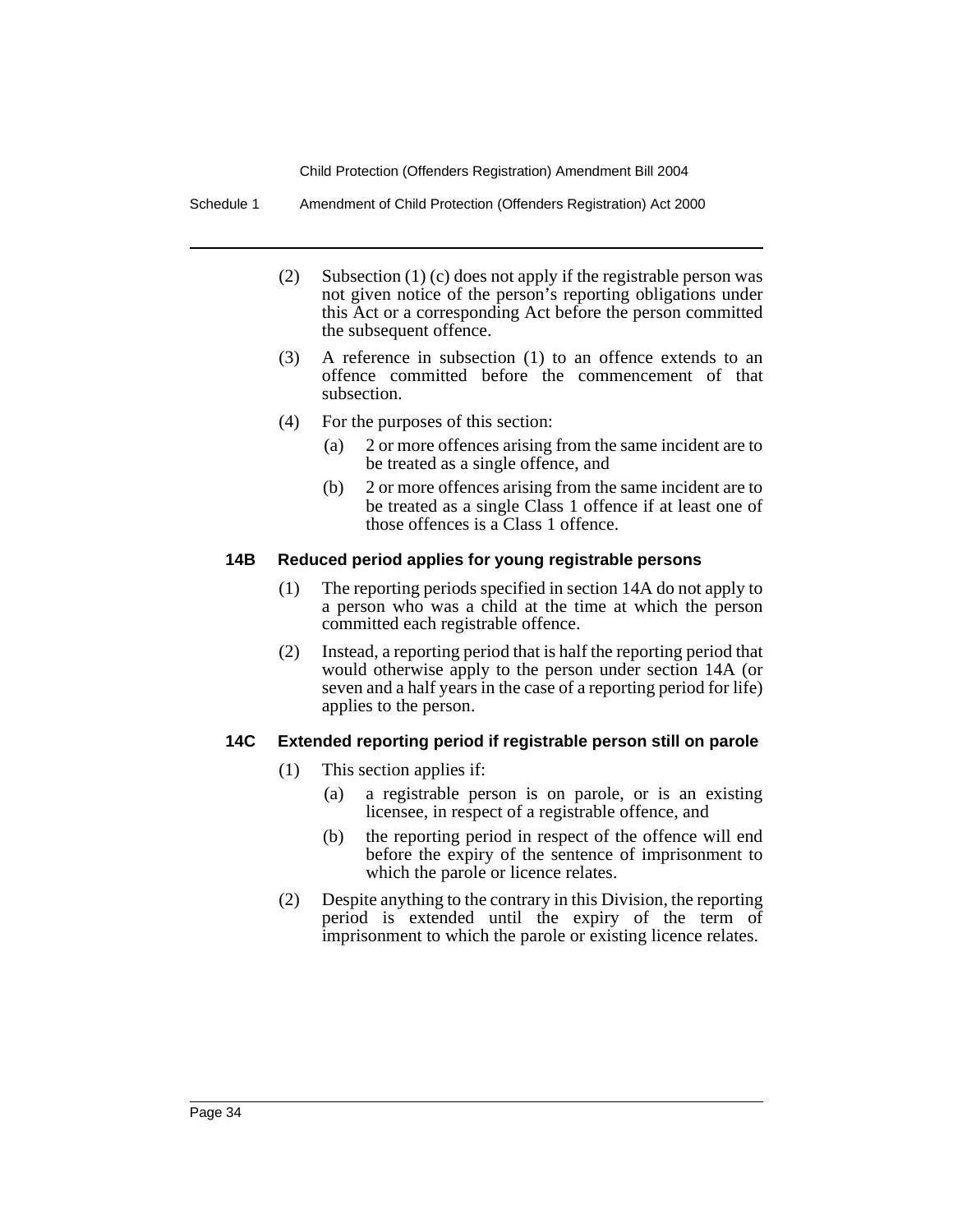(2) Subsection (1) (c) does not apply if the registrable person was not given notice of the person's reporting obligations under this Act or a corresponding Act before the person committed the subsequent offence.

(3) A reference in subsection (1) to an offence extends to an offence committed before the commencement of that subsection.

(4) For the purposes of this section:

(a) 2 or more offences arising from the same incident are to be treated as a single offence, and

(b) 2 or more offences arising from the same incident are to be treated as a single Class 1 offence if at least one of those offences is a Class 1 offence.

### 14B Reduced period applies for young registrable persons

(1) The reporting periods specified in section 14A do not apply to a person who was a child at the time at which the person committed each registrable offence.

(2) Instead, a reporting period that is half the reporting period that would otherwise apply to the person under section 14A (or seven and a half years in the case of a reporting period for life) applies to the person.

### 14C Extended reporting period if registrable person still on parole

(1) This section applies if:

(a) a registrable person is on parole, or is an existing licensee, in respect of a registrable offence, and

(b) the reporting period in respect of the offence will end before the expiry of the sentence of imprisonment to which the parole or licence relates.

(2) Despite anything to the contrary in this Division, the reporting period is extended until the expiry of the term of imprisonment to which the parole or existing licence relates.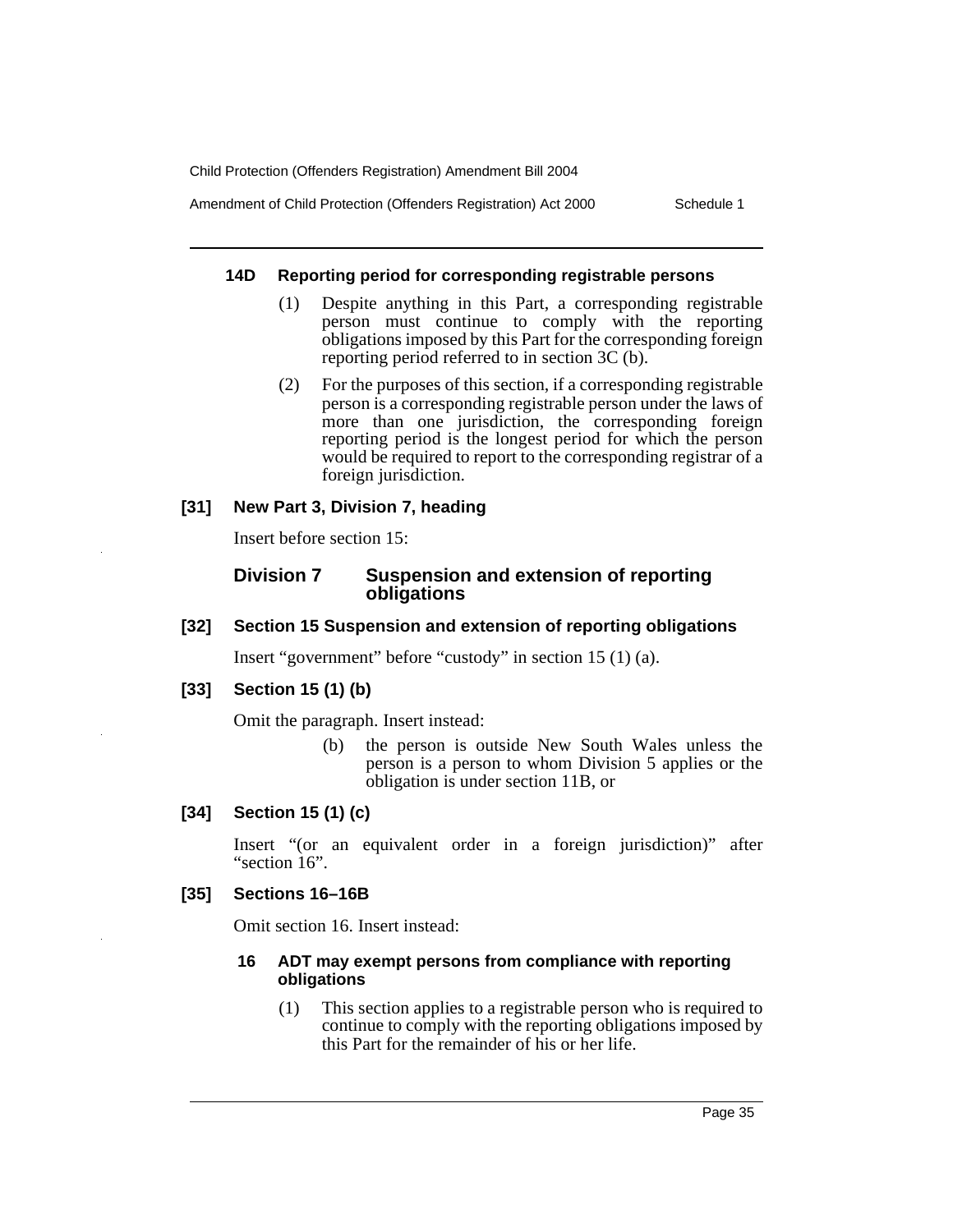#### 14D Reporting period for corresponding registrable persons

(1) Despite anything in this Part, a corresponding registrable person must continue to comply with the reporting obligations imposed by this Part for the corresponding foreign reporting period referred to in section 3C (b).

(2) For the purposes of this section, if a corresponding registrable person is a corresponding registrable person under the laws of more than one jurisdiction, the corresponding foreign reporting period is the longest period for which the person would be required to report to the corresponding registrar of a foreign jurisdiction.

### [31] New Part 3, Division 7, heading

Insert before section 15:

## Division 7 Suspension and extension of reporting obligations

### [32] Section 15 Suspension and extension of reporting obligations

Insert "government" before "custody" in section 15 (1) (a).

### [33] Section 15 (1) (b)

Omit the paragraph. Insert instead:

(b) the person is outside New South Wales unless the person is a person to whom Division 5 applies or the obligation is under section 11B, or

### [34] Section 15 (1) (c)

Insert "(or an equivalent order in a foreign jurisdiction)" after "section 16".

### [35] Sections 16–16B

Omit section 16. Insert instead:

#### 16 ADT may exempt persons from compliance with reporting obligations

(1) This section applies to a registrable person who is required to continue to comply with the reporting obligations imposed by this Part for the remainder of his or her life.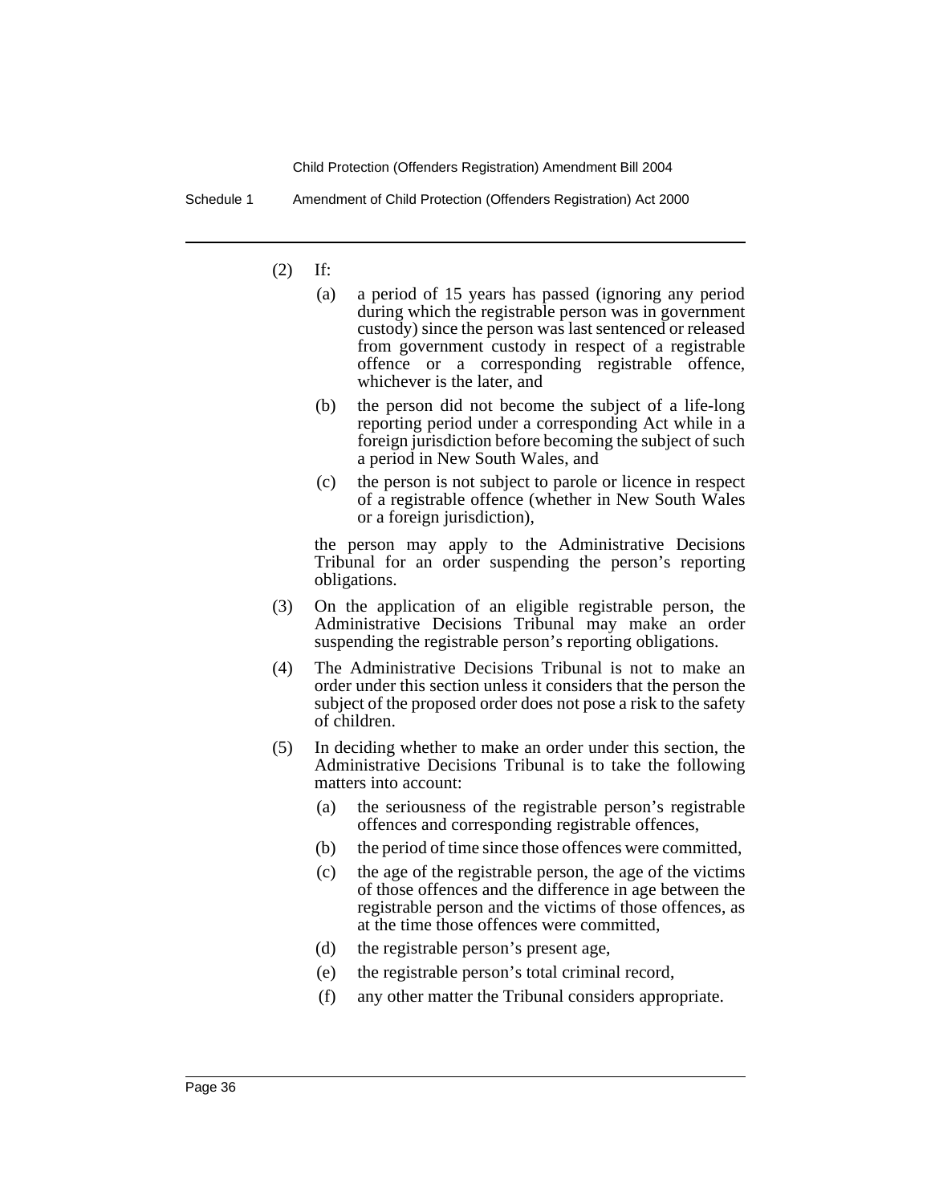(2) If:

  (a) a period of 15 years has passed (ignoring any period during which the registrable person was in government custody) since the person was last sentenced or released from government custody in respect of a registrable offence or a corresponding registrable offence, whichever is the later, and

  (b) the person did not become the subject of a life-long reporting period under a corresponding Act while in a foreign jurisdiction before becoming the subject of such a period in New South Wales, and

  (c) the person is not subject to parole or licence in respect of a registrable offence (whether in New South Wales or a foreign jurisdiction),

  the person may apply to the Administrative Decisions Tribunal for an order suspending the person's reporting obligations.

(3) On the application of an eligible registrable person, the Administrative Decisions Tribunal may make an order suspending the registrable person's reporting obligations.

(4) The Administrative Decisions Tribunal is not to make an order under this section unless it considers that the person the subject of the proposed order does not pose a risk to the safety of children.

(5) In deciding whether to make an order under this section, the Administrative Decisions Tribunal is to take the following matters into account:

  (a) the seriousness of the registrable person's registrable offences and corresponding registrable offences,

  (b) the period of time since those offences were committed,

  (c) the age of the registrable person, the age of the victims of those offences and the difference in age between the registrable person and the victims of those offences, as at the time those offences were committed,

  (d) the registrable person's present age,

  (e) the registrable person's total criminal record,

  (f) any other matter the Tribunal considers appropriate.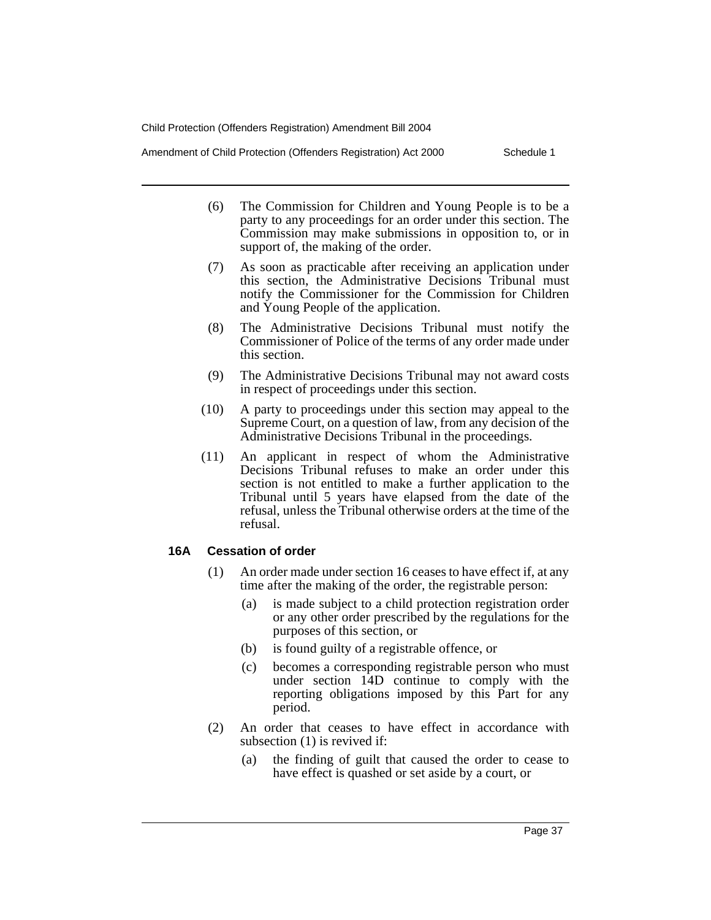(6) The Commission for Children and Young People is to be a party to any proceedings for an order under this section. The Commission may make submissions in opposition to, or in support of, the making of the order.

(7) As soon as practicable after receiving an application under this section, the Administrative Decisions Tribunal must notify the Commissioner for the Commission for Children and Young People of the application.

(8) The Administrative Decisions Tribunal must notify the Commissioner of Police of the terms of any order made under this section.

(9) The Administrative Decisions Tribunal may not award costs in respect of proceedings under this section.

(10) A party to proceedings under this section may appeal to the Supreme Court, on a question of law, from any decision of the Administrative Decisions Tribunal in the proceedings.

(11) An applicant in respect of whom the Administrative Decisions Tribunal refuses to make an order under this section is not entitled to make a further application to the Tribunal until 5 years have elapsed from the date of the refusal, unless the Tribunal otherwise orders at the time of the refusal.

**16A Cessation of order**

(1) An order made under section 16 ceases to have effect if, at any time after the making of the order, the registrable person:

(a) is made subject to a child protection registration order or any other order prescribed by the regulations for the purposes of this section, or

(b) is found guilty of a registrable offence, or

(c) becomes a corresponding registrable person who must under section 14D continue to comply with the reporting obligations imposed by this Part for any period.

(2) An order that ceases to have effect in accordance with subsection (1) is revived if:

(a) the finding of guilt that caused the order to cease to have effect is quashed or set aside by a court, or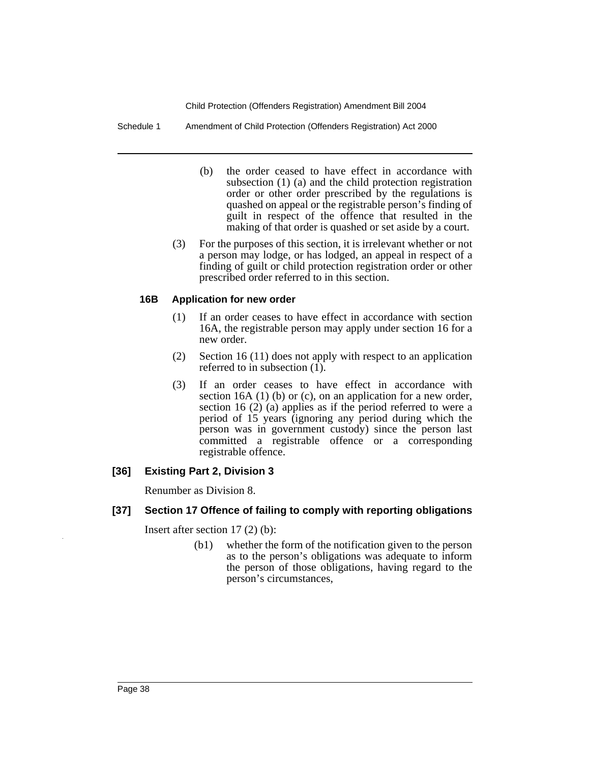(b) the order ceased to have effect in accordance with subsection (1) (a) and the child protection registration order or other order prescribed by the regulations is quashed on appeal or the registrable person's finding of guilt in respect of the offence that resulted in the making of that order is quashed or set aside by a court.

(3) For the purposes of this section, it is irrelevant whether or not a person may lodge, or has lodged, an appeal in respect of a finding of guilt or child protection registration order or other prescribed order referred to in this section.

#### 16B Application for new order

(1) If an order ceases to have effect in accordance with section 16A, the registrable person may apply under section 16 for a new order.

(2) Section 16 (11) does not apply with respect to an application referred to in subsection (1).

(3) If an order ceases to have effect in accordance with section 16A (1) (b) or (c), on an application for a new order, section 16 (2) (a) applies as if the period referred to were a period of 15 years (ignoring any period during which the person was in government custody) since the person last committed a registrable offence or a corresponding registrable offence.

### [36] Existing Part 2, Division 3

Renumber as Division 8.

### [37] Section 17 Offence of failing to comply with reporting obligations

Insert after section 17 (2) (b):

(b1) whether the form of the notification given to the person as to the person's obligations was adequate to inform the person of those obligations, having regard to the person's circumstances,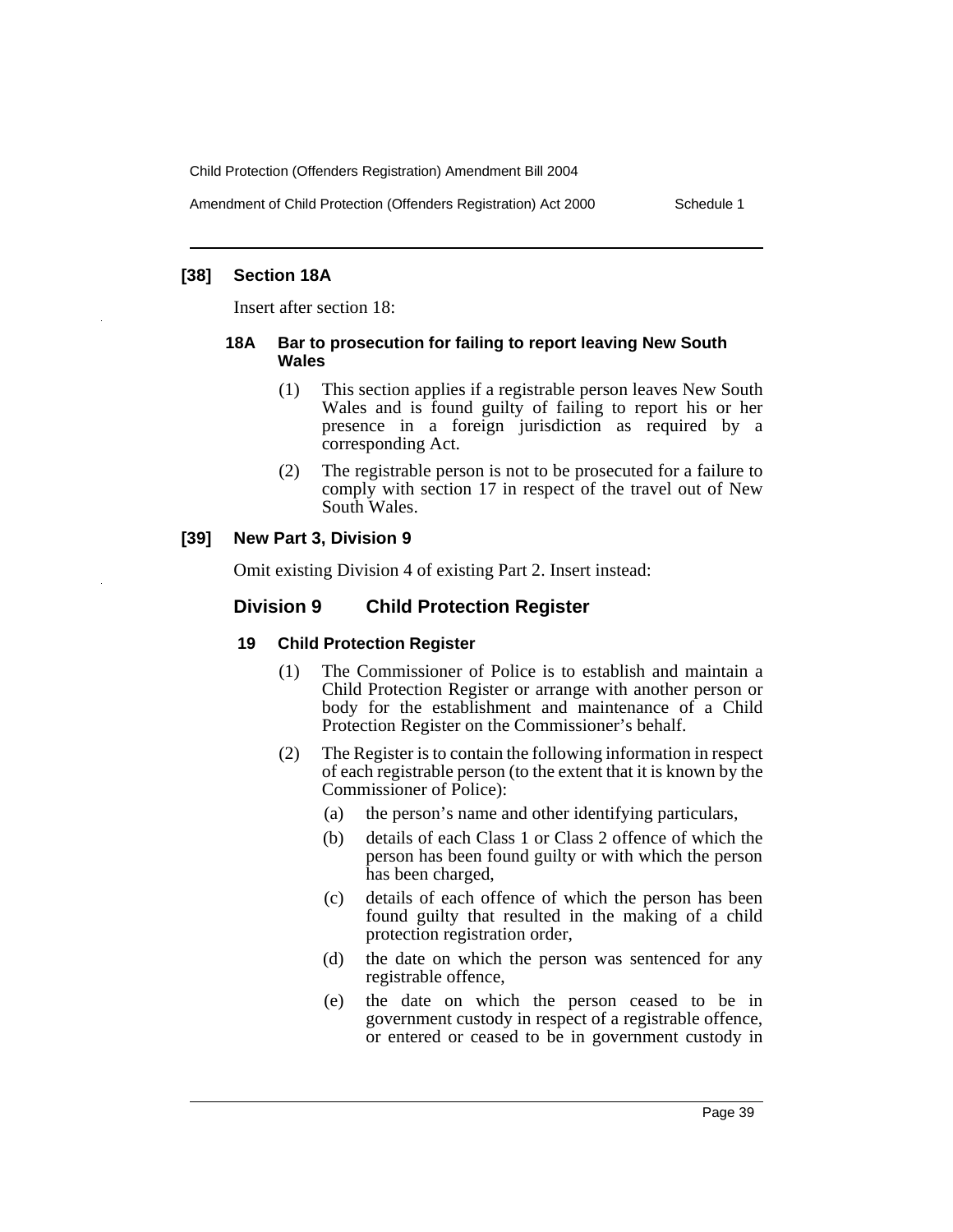### [38] Section 18A

Insert after section 18:

#### 18A Bar to prosecution for failing to report leaving New South Wales

(1) This section applies if a registrable person leaves New South Wales and is found guilty of failing to report his or her presence in a foreign jurisdiction as required by a corresponding Act.

(2) The registrable person is not to be prosecuted for a failure to comply with section 17 in respect of the travel out of New South Wales.

### [39] New Part 3, Division 9

Omit existing Division 4 of existing Part 2. Insert instead:

## Division 9 Child Protection Register

#### 19 Child Protection Register

(1) The Commissioner of Police is to establish and maintain a Child Protection Register or arrange with another person or body for the establishment and maintenance of a Child Protection Register on the Commissioner's behalf.

(2) The Register is to contain the following information in respect of each registrable person (to the extent that it is known by the Commissioner of Police):

- (a) the person's name and other identifying particulars,
- (b) details of each Class 1 or Class 2 offence of which the person has been found guilty or with which the person has been charged,
- (c) details of each offence of which the person has been found guilty that resulted in the making of a child protection registration order,
- (d) the date on which the person was sentenced for any registrable offence,
- (e) the date on which the person ceased to be in government custody in respect of a registrable offence, or entered or ceased to be in government custody in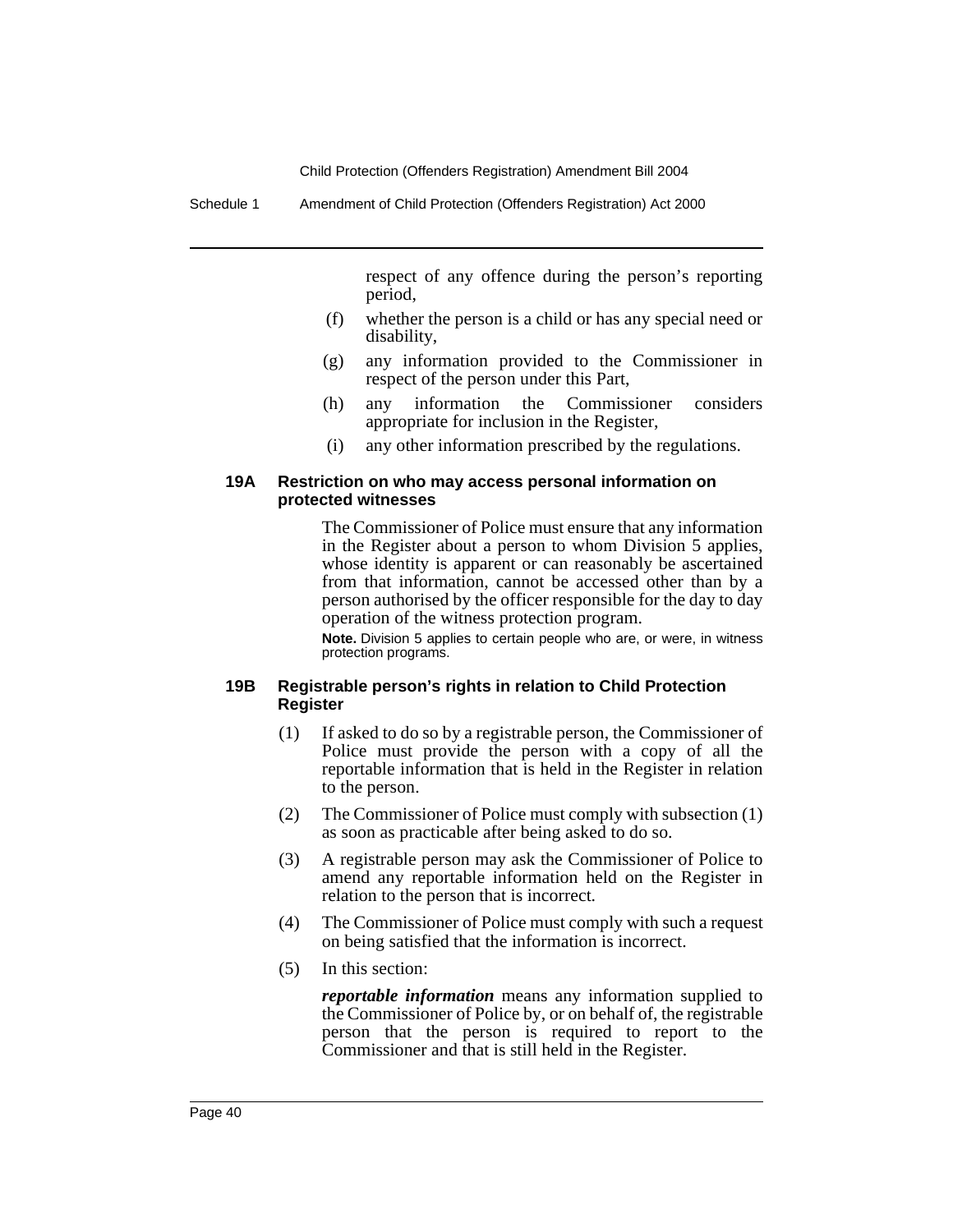respect of any offence during the person's reporting period,

(f) whether the person is a child or has any special need or disability,

(g) any information provided to the Commissioner in respect of the person under this Part,

(h) any information the Commissioner considers appropriate for inclusion in the Register,

(i) any other information prescribed by the regulations.

#### 19A Restriction on who may access personal information on protected witnesses

The Commissioner of Police must ensure that any information in the Register about a person to whom Division 5 applies, whose identity is apparent or can reasonably be ascertained from that information, cannot be accessed other than by a person authorised by the officer responsible for the day to day operation of the witness protection program.

**Note.** Division 5 applies to certain people who are, or were, in witness protection programs.

#### 19B Registrable person's rights in relation to Child Protection Register

(1) If asked to do so by a registrable person, the Commissioner of Police must provide the person with a copy of all the reportable information that is held in the Register in relation to the person.

(2) The Commissioner of Police must comply with subsection (1) as soon as practicable after being asked to do so.

(3) A registrable person may ask the Commissioner of Police to amend any reportable information held on the Register in relation to the person that is incorrect.

(4) The Commissioner of Police must comply with such a request on being satisfied that the information is incorrect.

(5) In this section:

***reportable information*** means any information supplied to the Commissioner of Police by, or on behalf of, the registrable person that the person is required to report to the Commissioner and that is still held in the Register.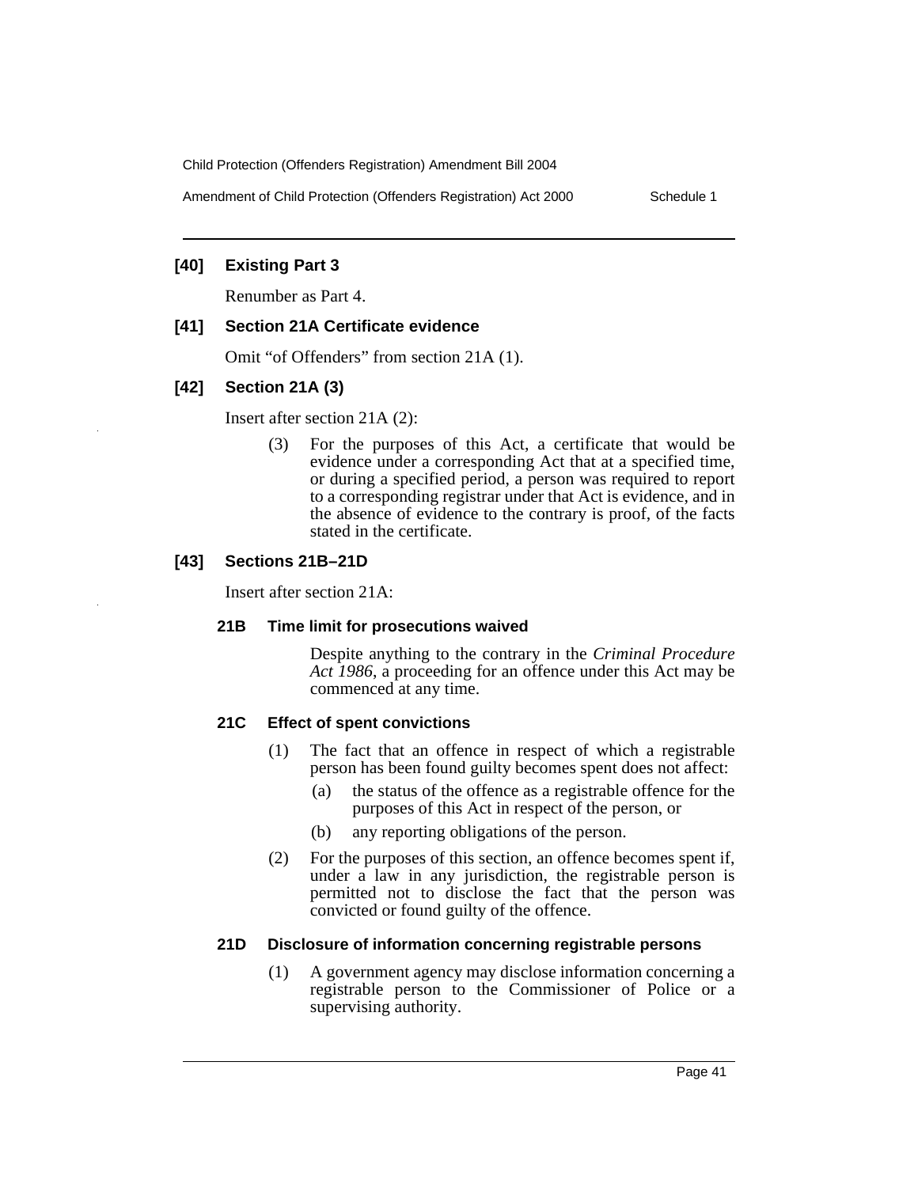### [40] Existing Part 3

Renumber as Part 4.

### [41] Section 21A Certificate evidence

Omit "of Offenders" from section 21A (1).

### [42] Section 21A (3)

Insert after section 21A (2):

> (3) For the purposes of this Act, a certificate that would be evidence under a corresponding Act that at a specified time, or during a specified period, a person was required to report to a corresponding registrar under that Act is evidence, and in the absence of evidence to the contrary is proof, of the facts stated in the certificate.

### [43] Sections 21B–21D

Insert after section 21A:

#### 21B Time limit for prosecutions waived

Despite anything to the contrary in the *Criminal Procedure Act 1986*, a proceeding for an offence under this Act may be commenced at any time.

#### 21C Effect of spent convictions

(1) The fact that an offence in respect of which a registrable person has been found guilty becomes spent does not affect:

- (a) the status of the offence as a registrable offence for the purposes of this Act in respect of the person, or
- (b) any reporting obligations of the person.

(2) For the purposes of this section, an offence becomes spent if, under a law in any jurisdiction, the registrable person is permitted not to disclose the fact that the person was convicted or found guilty of the offence.

#### 21D Disclosure of information concerning registrable persons

(1) A government agency may disclose information concerning a registrable person to the Commissioner of Police or a supervising authority.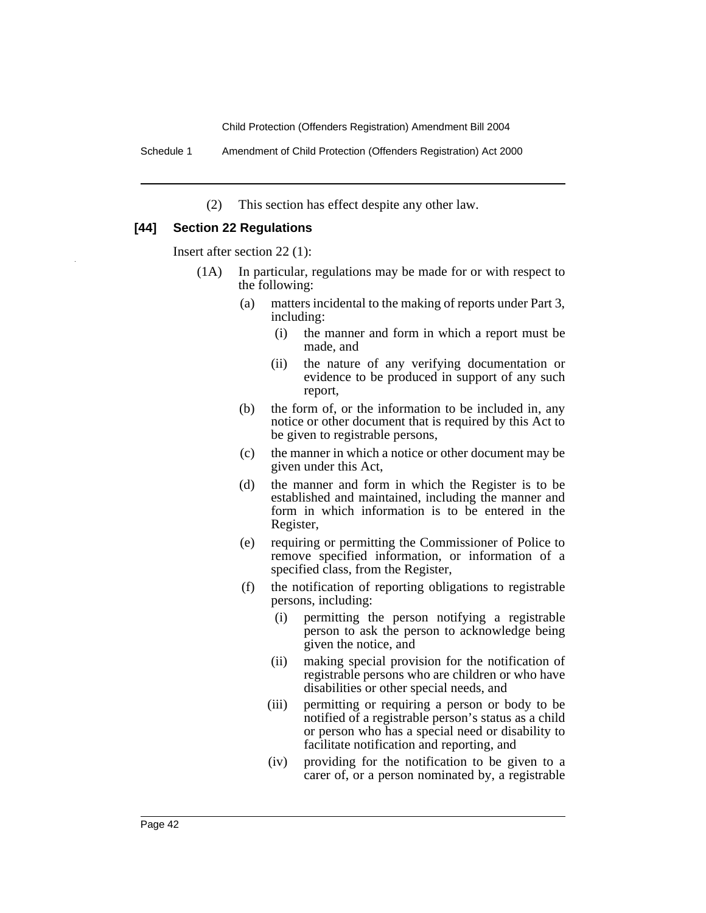(2) This section has effect despite any other law.

### [44] Section 22 Regulations

Insert after section 22 (1):

(1A) In particular, regulations may be made for or with respect to the following:

- (a) matters incidental to the making of reports under Part 3, including:
  - (i) the manner and form in which a report must be made, and
  - (ii) the nature of any verifying documentation or evidence to be produced in support of any such report,
- (b) the form of, or the information to be included in, any notice or other document that is required by this Act to be given to registrable persons,
- (c) the manner in which a notice or other document may be given under this Act,
- (d) the manner and form in which the Register is to be established and maintained, including the manner and form in which information is to be entered in the Register,
- (e) requiring or permitting the Commissioner of Police to remove specified information, or information of a specified class, from the Register,
- (f) the notification of reporting obligations to registrable persons, including:
  - (i) permitting the person notifying a registrable person to ask the person to acknowledge being given the notice, and
  - (ii) making special provision for the notification of registrable persons who are children or who have disabilities or other special needs, and
  - (iii) permitting or requiring a person or body to be notified of a registrable person's status as a child or person who has a special need or disability to facilitate notification and reporting, and
  - (iv) providing for the notification to be given to a carer of, or a person nominated by, a registrable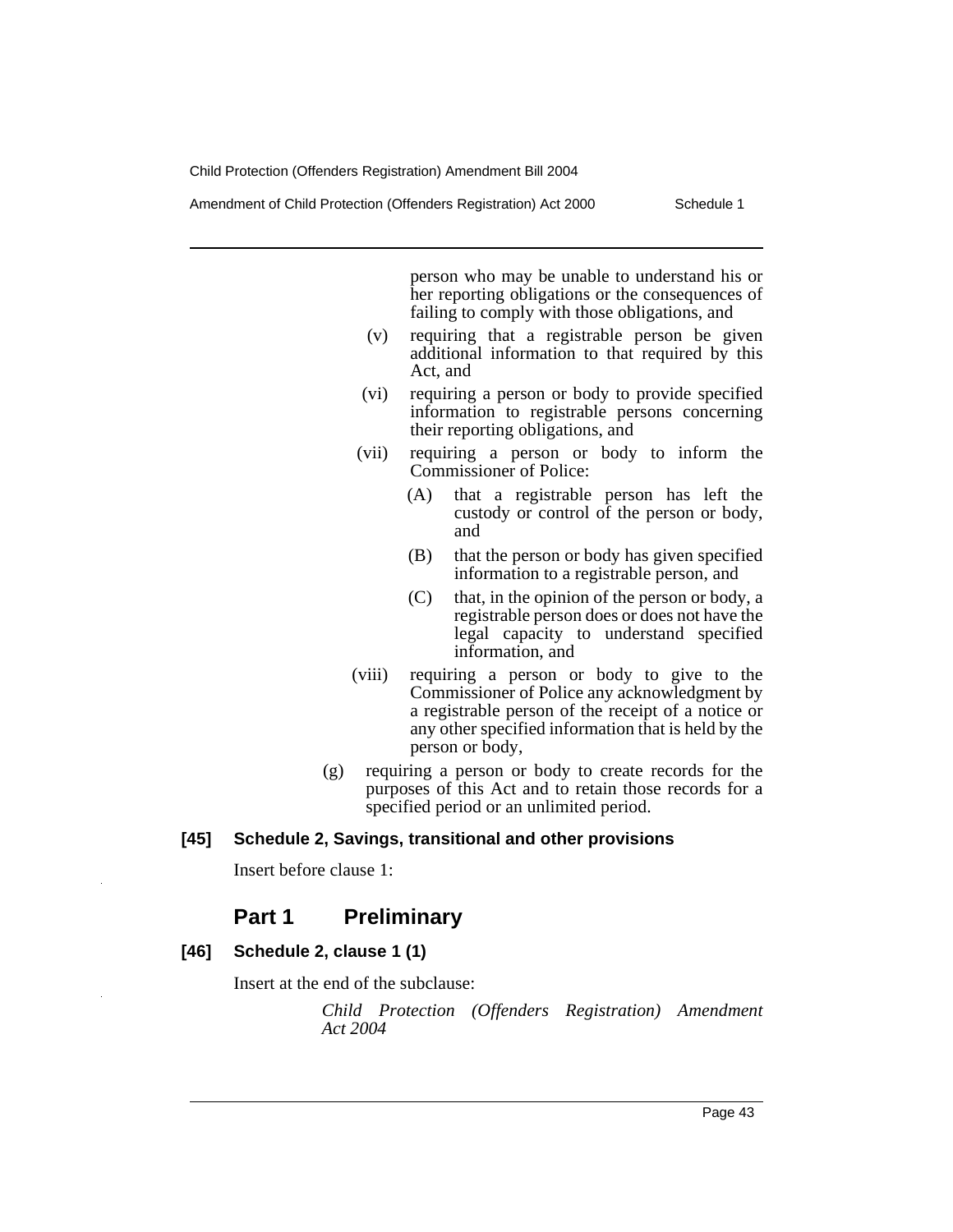person who may be unable to understand his or her reporting obligations or the consequences of failing to comply with those obligations, and

(v) requiring that a registrable person be given additional information to that required by this Act, and

(vi) requiring a person or body to provide specified information to registrable persons concerning their reporting obligations, and

(vii) requiring a person or body to inform the Commissioner of Police:

(A) that a registrable person has left the custody or control of the person or body, and

(B) that the person or body has given specified information to a registrable person, and

(C) that, in the opinion of the person or body, a registrable person does or does not have the legal capacity to understand specified information, and

(viii) requiring a person or body to give to the Commissioner of Police any acknowledgment by a registrable person of the receipt of a notice or any other specified information that is held by the person or body,

(g) requiring a person or body to create records for the purposes of this Act and to retain those records for a specified period or an unlimited period.

**[45] Schedule 2, Savings, transitional and other provisions**

Insert before clause 1:

## Part 1 Preliminary

**[46] Schedule 2, clause 1 (1)**

Insert at the end of the subclause:

*Child Protection (Offenders Registration) Amendment Act 2004*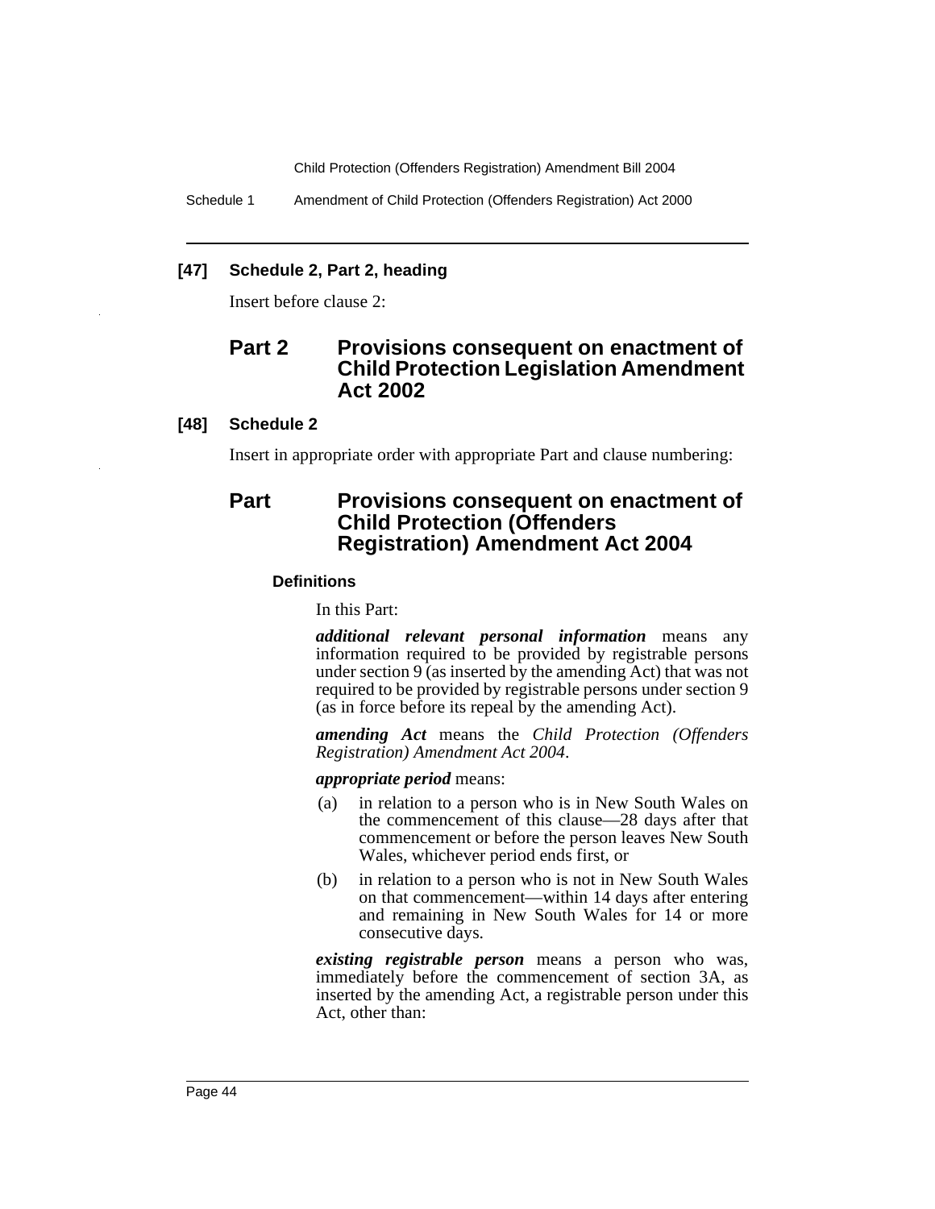**[47] Schedule 2, Part 2, heading**

Insert before clause 2:

## Part 2 Provisions consequent on enactment of Child Protection Legislation Amendment Act 2002

**[48] Schedule 2**

Insert in appropriate order with appropriate Part and clause numbering:

## Part Provisions consequent on enactment of Child Protection (Offenders Registration) Amendment Act 2004

### Definitions

In this Part:

***additional relevant personal information*** means any information required to be provided by registrable persons under section 9 (as inserted by the amending Act) that was not required to be provided by registrable persons under section 9 (as in force before its repeal by the amending Act).

***amending Act*** means the *Child Protection (Offenders Registration) Amendment Act 2004*.

***appropriate period*** means:

(a) in relation to a person who is in New South Wales on the commencement of this clause—28 days after that commencement or before the person leaves New South Wales, whichever period ends first, or

(b) in relation to a person who is not in New South Wales on that commencement—within 14 days after entering and remaining in New South Wales for 14 or more consecutive days.

***existing registrable person*** means a person who was, immediately before the commencement of section 3A, as inserted by the amending Act, a registrable person under this Act, other than: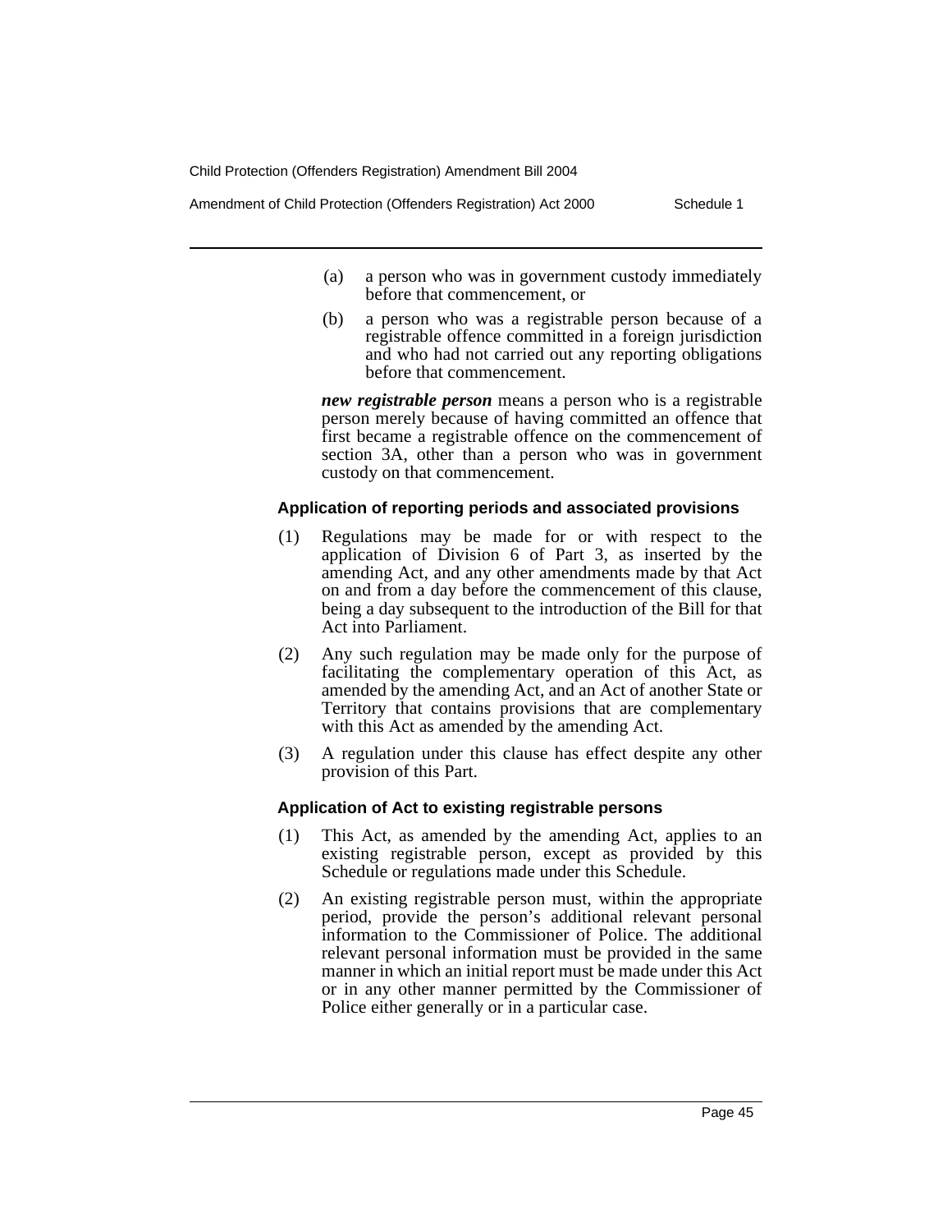(a) a person who was in government custody immediately before that commencement, or

(b) a person who was a registrable person because of a registrable offence committed in a foreign jurisdiction and who had not carried out any reporting obligations before that commencement.

***new registrable person*** means a person who is a registrable person merely because of having committed an offence that first became a registrable offence on the commencement of section 3A, other than a person who was in government custody on that commencement.

#### Application of reporting periods and associated provisions

(1) Regulations may be made for or with respect to the application of Division 6 of Part 3, as inserted by the amending Act, and any other amendments made by that Act on and from a day before the commencement of this clause, being a day subsequent to the introduction of the Bill for that Act into Parliament.

(2) Any such regulation may be made only for the purpose of facilitating the complementary operation of this Act, as amended by the amending Act, and an Act of another State or Territory that contains provisions that are complementary with this Act as amended by the amending Act.

(3) A regulation under this clause has effect despite any other provision of this Part.

#### Application of Act to existing registrable persons

(1) This Act, as amended by the amending Act, applies to an existing registrable person, except as provided by this Schedule or regulations made under this Schedule.

(2) An existing registrable person must, within the appropriate period, provide the person's additional relevant personal information to the Commissioner of Police. The additional relevant personal information must be provided in the same manner in which an initial report must be made under this Act or in any other manner permitted by the Commissioner of Police either generally or in a particular case.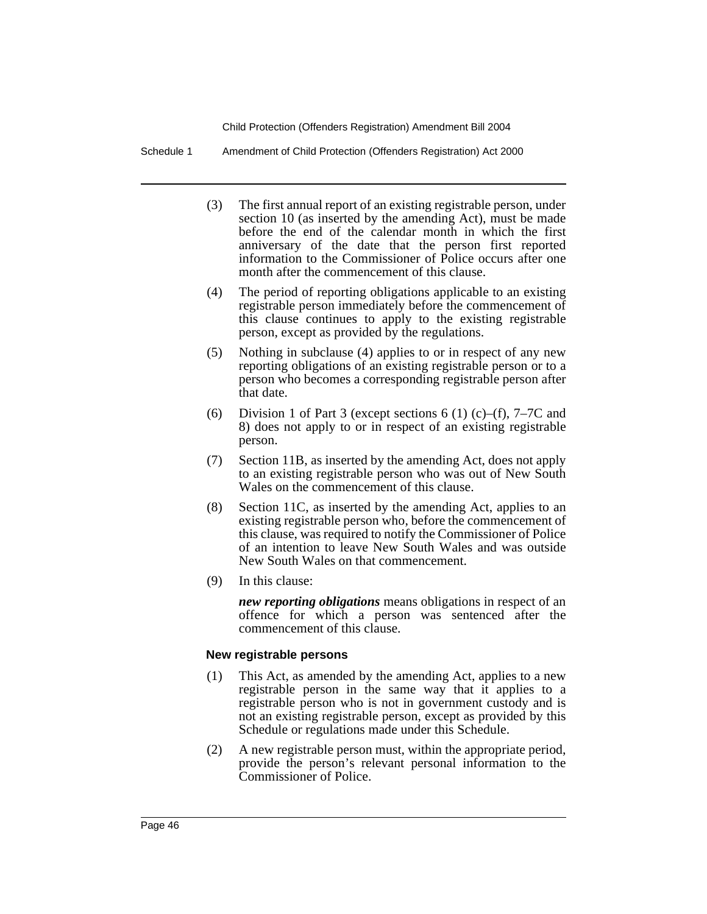(3) The first annual report of an existing registrable person, under section 10 (as inserted by the amending Act), must be made before the end of the calendar month in which the first anniversary of the date that the person first reported information to the Commissioner of Police occurs after one month after the commencement of this clause.

(4) The period of reporting obligations applicable to an existing registrable person immediately before the commencement of this clause continues to apply to the existing registrable person, except as provided by the regulations.

(5) Nothing in subclause (4) applies to or in respect of any new reporting obligations of an existing registrable person or to a person who becomes a corresponding registrable person after that date.

(6) Division 1 of Part 3 (except sections 6 (1) (c)–(f), 7–7C and 8) does not apply to or in respect of an existing registrable person.

(7) Section 11B, as inserted by the amending Act, does not apply to an existing registrable person who was out of New South Wales on the commencement of this clause.

(8) Section 11C, as inserted by the amending Act, applies to an existing registrable person who, before the commencement of this clause, was required to notify the Commissioner of Police of an intention to leave New South Wales and was outside New South Wales on that commencement.

(9) In this clause:

***new reporting obligations*** means obligations in respect of an offence for which a person was sentenced after the commencement of this clause.

**New registrable persons**

(1) This Act, as amended by the amending Act, applies to a new registrable person in the same way that it applies to a registrable person who is not in government custody and is not an existing registrable person, except as provided by this Schedule or regulations made under this Schedule.

(2) A new registrable person must, within the appropriate period, provide the person's relevant personal information to the Commissioner of Police.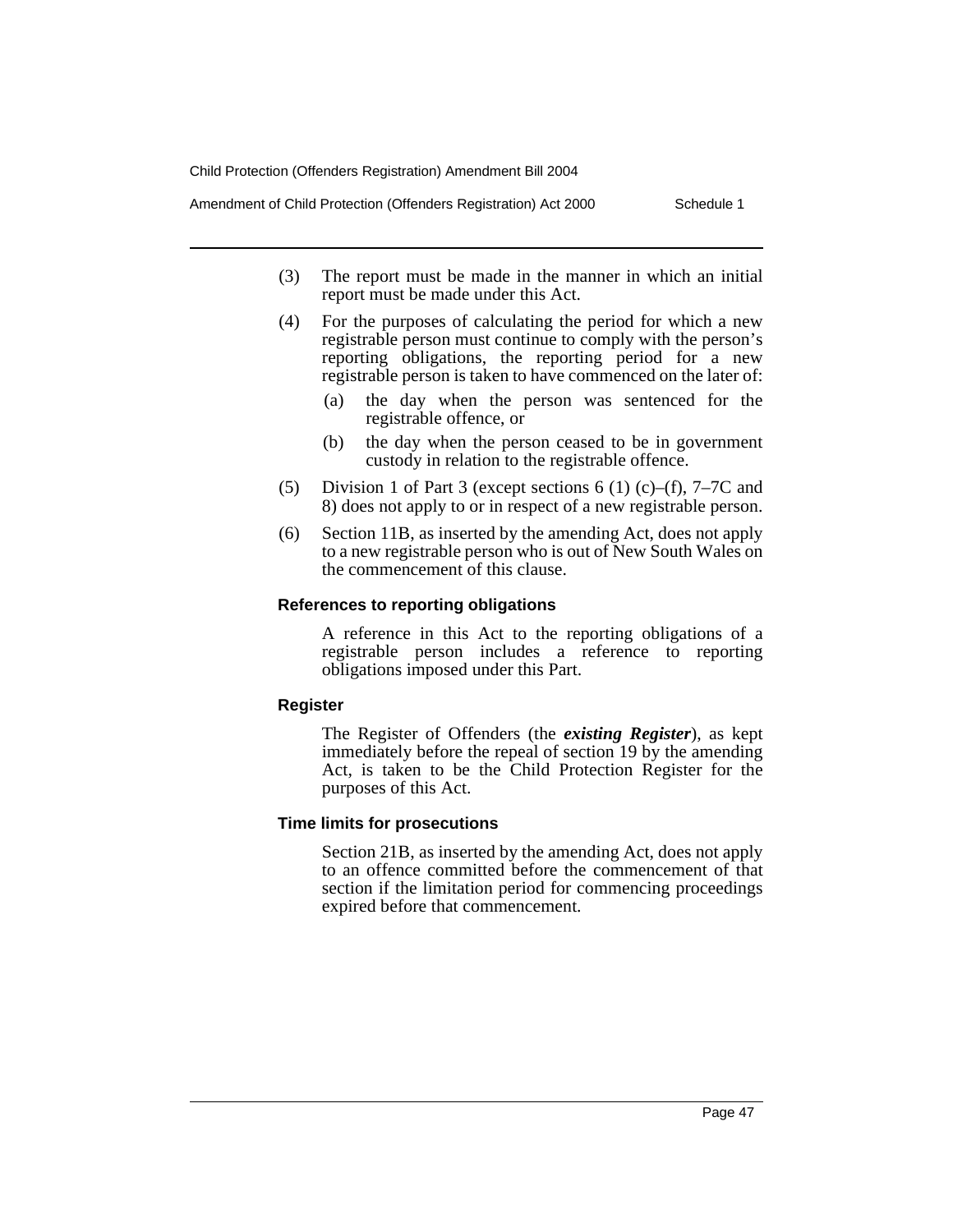(3) The report must be made in the manner in which an initial report must be made under this Act.

(4) For the purposes of calculating the period for which a new registrable person must continue to comply with the person's reporting obligations, the reporting period for a new registrable person is taken to have commenced on the later of:

(a) the day when the person was sentenced for the registrable offence, or

(b) the day when the person ceased to be in government custody in relation to the registrable offence.

(5) Division 1 of Part 3 (except sections 6 (1) (c)–(f), 7–7C and 8) does not apply to or in respect of a new registrable person.

(6) Section 11B, as inserted by the amending Act, does not apply to a new registrable person who is out of New South Wales on the commencement of this clause.

#### References to reporting obligations

A reference in this Act to the reporting obligations of a registrable person includes a reference to reporting obligations imposed under this Part.

#### Register

The Register of Offenders (the ***existing Register***), as kept immediately before the repeal of section 19 by the amending Act, is taken to be the Child Protection Register for the purposes of this Act.

#### Time limits for prosecutions

Section 21B, as inserted by the amending Act, does not apply to an offence committed before the commencement of that section if the limitation period for commencing proceedings expired before that commencement.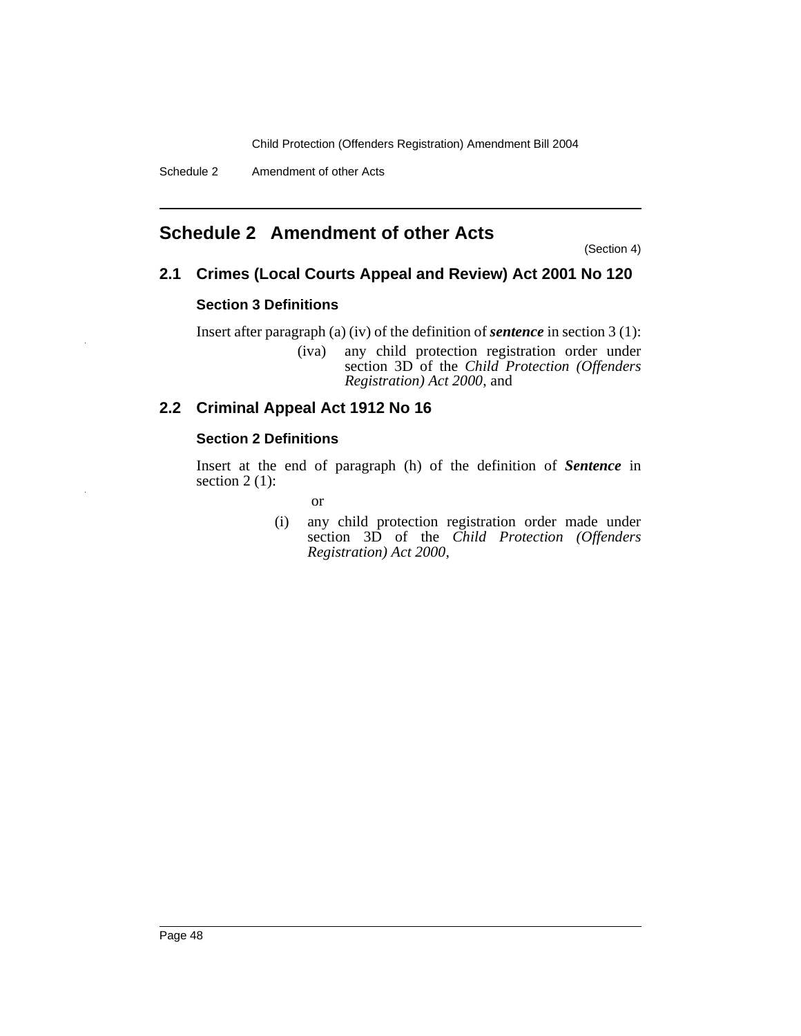## Schedule 2 Amendment of other Acts

(Section 4)

### 2.1 Crimes (Local Courts Appeal and Review) Act 2001 No 120

#### Section 3 Definitions

Insert after paragraph (a) (iv) of the definition of ***sentence*** in section 3 (1):

> (iva) any child protection registration order under section 3D of the *Child Protection (Offenders Registration) Act 2000*, and

### 2.2 Criminal Appeal Act 1912 No 16

#### Section 2 Definitions

Insert at the end of paragraph (h) of the definition of ***Sentence*** in section 2 (1):

> or
>
> (i) any child protection registration order made under section 3D of the *Child Protection (Offenders Registration) Act 2000*,